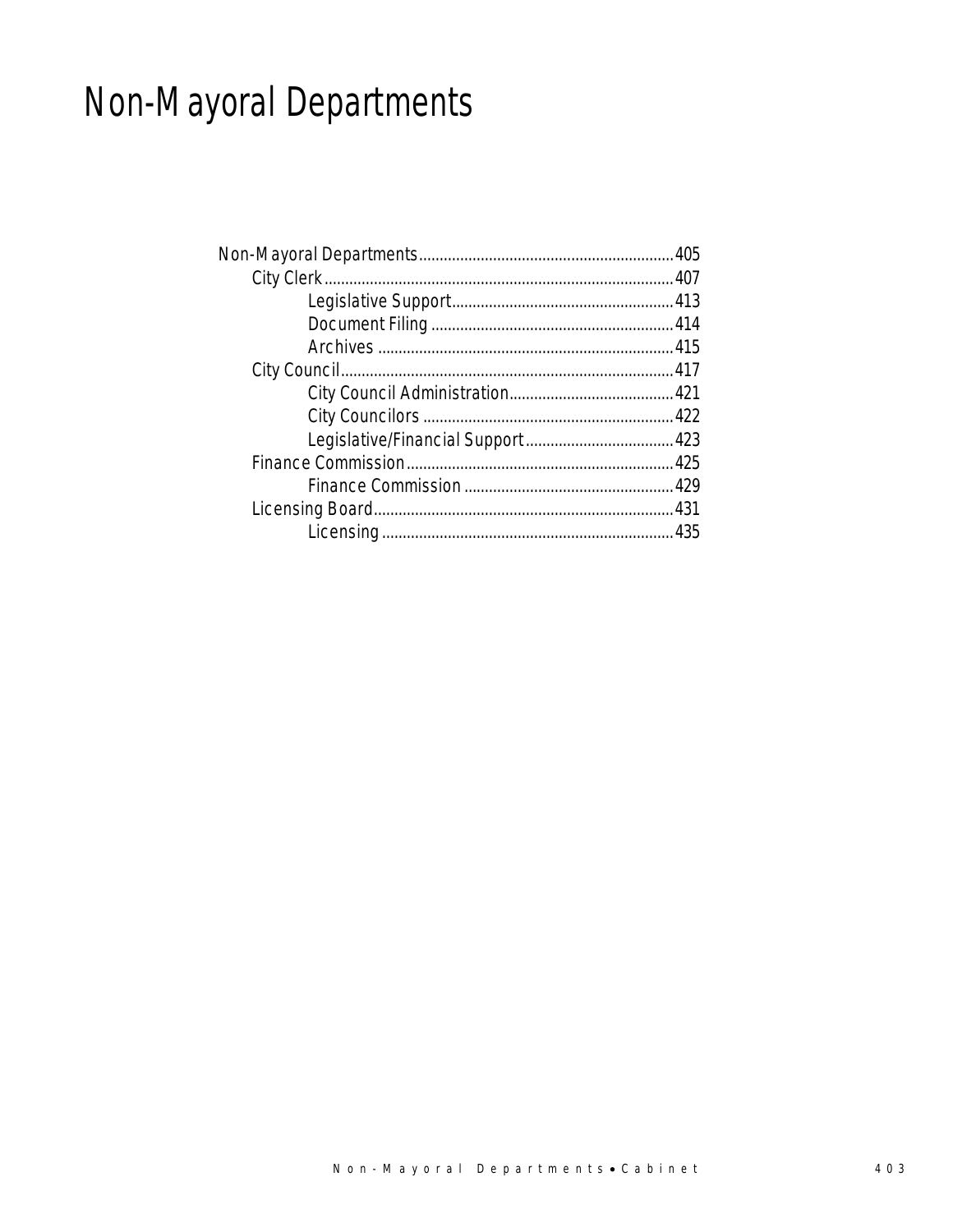# Non-Mayoral Departments

- Non-Mayoral Departments............405
  - City Clerk............407
    - Legislative Support............413
    - Document Filing............414
    - Archives............415
  - City Council............417
    - City Council Administration............421
    - City Councilors............422
    - Legislative/Financial Support............423
  - Finance Commission............425
    - Finance Commission............429
  - Licensing Board............431
    - Licensing............435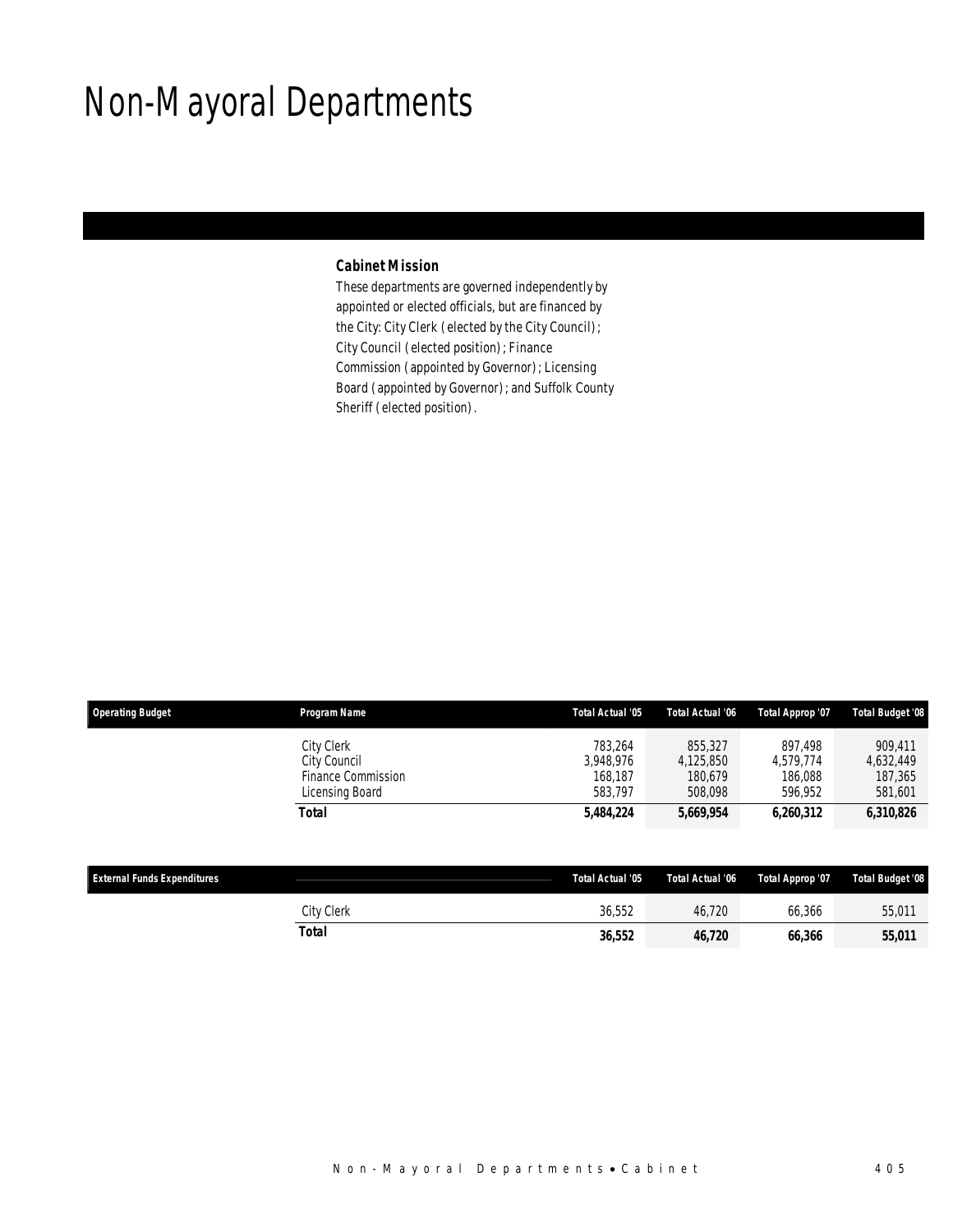# Non-Mayoral Departments

**Cabinet Mission**

These departments are governed independently by appointed or elected officials, but are financed by the City: City Clerk (elected by the City Council); City Council (elected position); Finance Commission (appointed by Governor); Licensing Board (appointed by Governor); and Suffolk County Sheriff (elected position).

| Operating Budget | Program Name | Total Actual '05 | Total Actual '06 | Total Approp '07 | Total Budget '08 |
|---|---|---|---|---|---|
| | City Clerk | 783,264 | 855,327 | 897,498 | 909,411 |
| | City Council | 3,948,976 | 4,125,850 | 4,579,774 | 4,632,449 |
| | Finance Commission | 168,187 | 180,679 | 186,088 | 187,365 |
| | Licensing Board | 583,797 | 508,098 | 596,952 | 581,601 |
| | **Total** | **5,484,224** | **5,669,954** | **6,260,312** | **6,310,826** |

| External Funds Expenditures | | Total Actual '05 | Total Actual '06 | Total Approp '07 | Total Budget '08 |
|---|---|---|---|---|---|
| | City Clerk | 36,552 | 46,720 | 66,366 | 55,011 |
| | **Total** | **36,552** | **46,720** | **66,366** | **55,011** |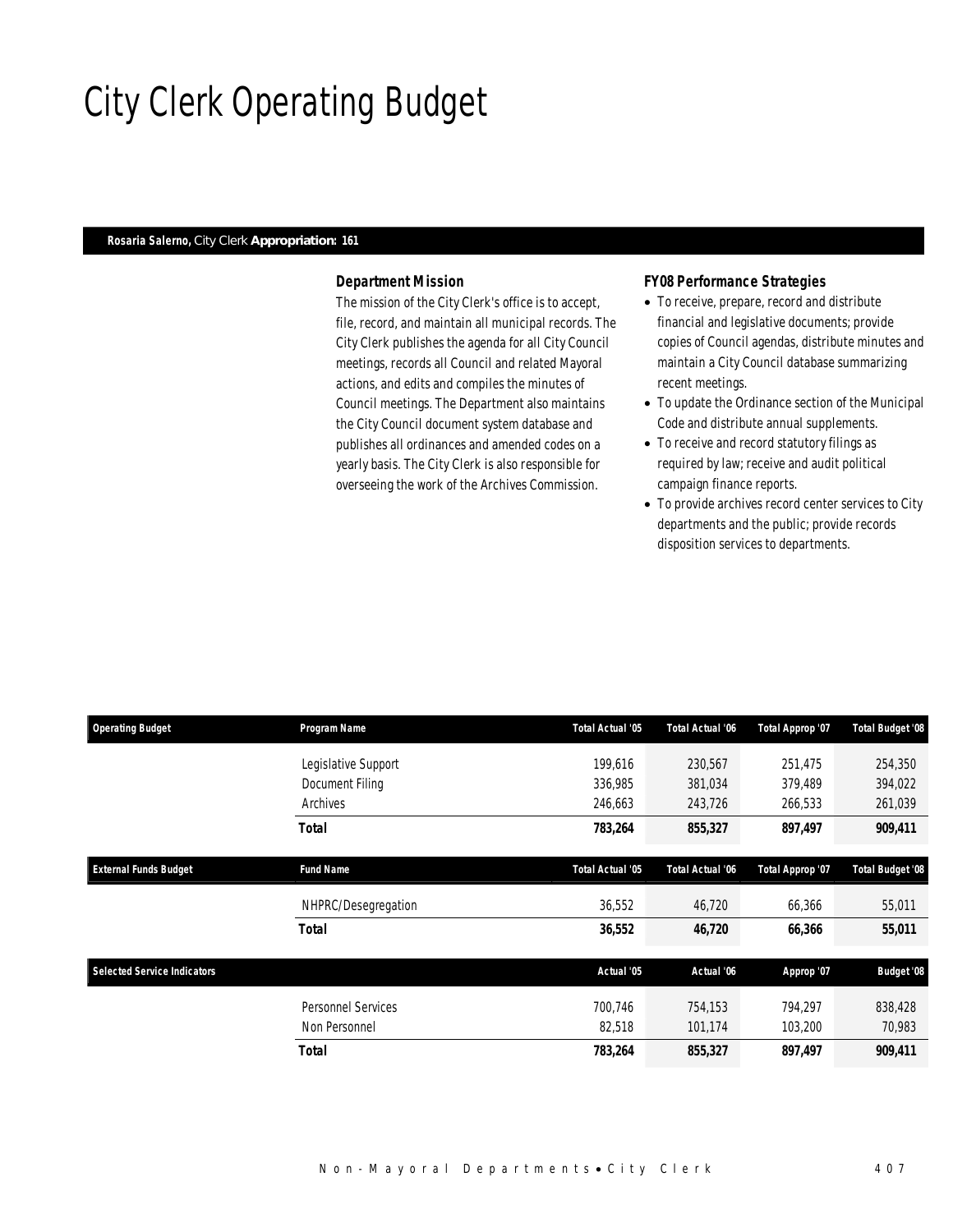# City Clerk Operating Budget

**Rosaria Salerno,** City Clerk **Appropriation: 161**

### Department Mission

The mission of the City Clerk's office is to accept, file, record, and maintain all municipal records. The City Clerk publishes the agenda for all City Council meetings, records all Council and related Mayoral actions, and edits and compiles the minutes of Council meetings. The Department also maintains the City Council document system database and publishes all ordinances and amended codes on a yearly basis. The City Clerk is also responsible for overseeing the work of the Archives Commission.

### FY08 Performance Strategies

- To receive, prepare, record and distribute financial and legislative documents; provide copies of Council agendas, distribute minutes and maintain a City Council database summarizing recent meetings.
- To update the Ordinance section of the Municipal Code and distribute annual supplements.
- To receive and record statutory filings as required by law; receive and audit political campaign finance reports.
- To provide archives record center services to City departments and the public; provide records disposition services to departments.

| Operating Budget | Program Name | Total Actual '05 | Total Actual '06 | Total Approp '07 | Total Budget '08 |
|---|---|---|---|---|---|
| | Legislative Support | 199,616 | 230,567 | 251,475 | 254,350 |
| | Document Filing | 336,985 | 381,034 | 379,489 | 394,022 |
| | Archives | 246,663 | 243,726 | 266,533 | 261,039 |
| | **Total** | **783,264** | **855,327** | **897,497** | **909,411** |

| External Funds Budget | Fund Name | Total Actual '05 | Total Actual '06 | Total Approp '07 | Total Budget '08 |
|---|---|---|---|---|---|
| | NHPRC/Desegregation | 36,552 | 46,720 | 66,366 | 55,011 |
| | **Total** | **36,552** | **46,720** | **66,366** | **55,011** |

| Selected Service Indicators | | Actual '05 | Actual '06 | Approp '07 | Budget '08 |
|---|---|---|---|---|---|
| | Personnel Services | 700,746 | 754,153 | 794,297 | 838,428 |
| | Non Personnel | 82,518 | 101,174 | 103,200 | 70,983 |
| | **Total** | **783,264** | **855,327** | **897,497** | **909,411** |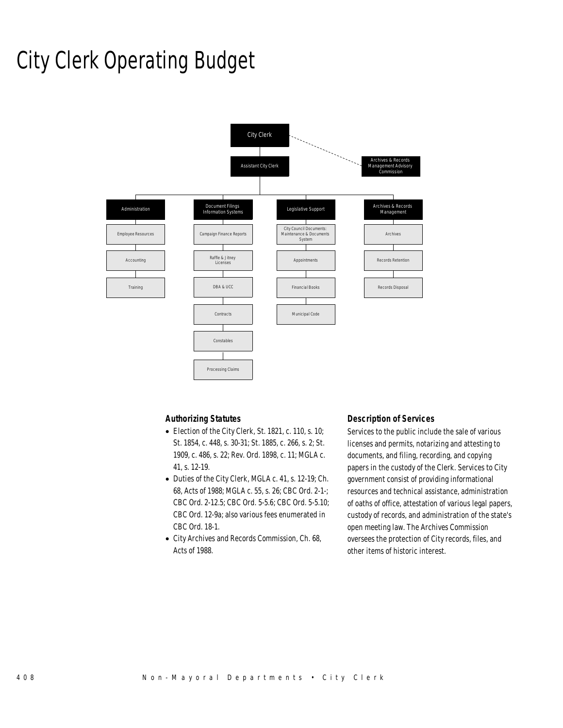# City Clerk Operating Budget

- City Clerk
  - Assistant City Clerk
    - Administration
      - Employee Resources
      - Accounting
      - Training
    - Document Filings Information Systems
      - Campaign Finance Reports
      - Raffle & Jitney Licenses
      - DBA & UCC
      - Contracts
      - Constables
      - Processing Claims
    - Legislative Support
      - City Council Documents: Maintenance & Documents System
      - Appointments
      - Financial Books
      - Municipal Code
    - Archives & Records Management
      - Archives
      - Records Retention
      - Records Disposal
  - Archives & Records Management Advisory Commission

### Authorizing Statutes

- Election of the City Clerk, St. 1821, c. 110, s. 10; St. 1854, c. 448, s. 30-31; St. 1885, c. 266, s. 2; St. 1909, c. 486, s. 22; Rev. Ord. 1898, c. 11; MGLA c. 41, s. 12-19.
- Duties of the City Clerk, MGLA c. 41, s. 12-19; Ch. 68, Acts of 1988; MGLA c. 55, s. 26; CBC Ord. 2-1-; CBC Ord. 2-12.5; CBC Ord. 5-5.6; CBC Ord. 5-5.10; CBC Ord. 12-9a; also various fees enumerated in CBC Ord. 18-1.
- City Archives and Records Commission, Ch. 68, Acts of 1988.

### Description of Services

Services to the public include the sale of various licenses and permits, notarizing and attesting to documents, and filing, recording, and copying papers in the custody of the Clerk. Services to City government consist of providing informational resources and technical assistance, administration of oaths of office, attestation of various legal papers, custody of records, and administration of the state's open meeting law. The Archives Commission oversees the protection of City records, files, and other items of historic interest.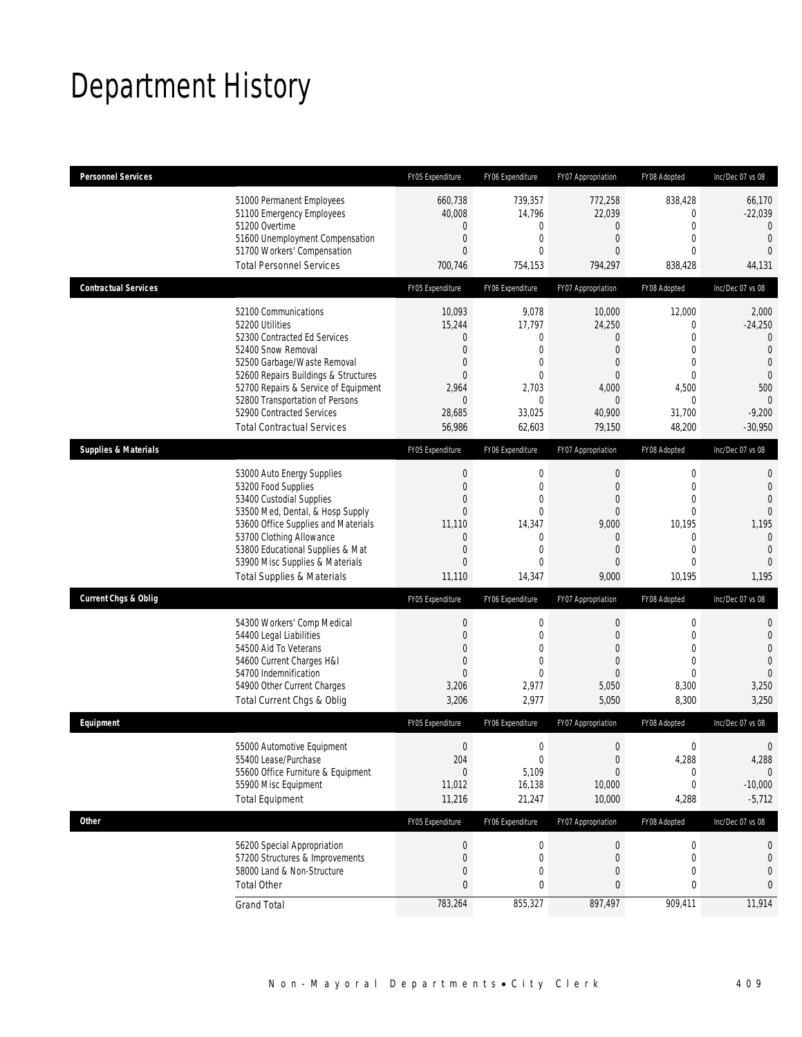# Department History

| Personnel Services | | FY05 Expenditure | FY06 Expenditure | FY07 Appropriation | FY08 Adopted | Inc/Dec 07 vs 08 |
|---|---|---|---|---|---|---|
| | 51000 Permanent Employees | 660,738 | 739,357 | 772,258 | 838,428 | 66,170 |
| | 51100 Emergency Employees | 40,008 | 14,796 | 22,039 | 0 | -22,039 |
| | 51200 Overtime | 0 | 0 | 0 | 0 | 0 |
| | 51600 Unemployment Compensation | 0 | 0 | 0 | 0 | 0 |
| | 51700 Workers' Compensation | 0 | 0 | 0 | 0 | 0 |
| | Total Personnel Services | 700,746 | 754,153 | 794,297 | 838,428 | 44,131 |
| **Contractual Services** | | FY05 Expenditure | FY06 Expenditure | FY07 Appropriation | FY08 Adopted | Inc/Dec 07 vs 08 |
| | 52100 Communications | 10,093 | 9,078 | 10,000 | 12,000 | 2,000 |
| | 52200 Utilities | 15,244 | 17,797 | 24,250 | 0 | -24,250 |
| | 52300 Contracted Ed Services | 0 | 0 | 0 | 0 | 0 |
| | 52400 Snow Removal | 0 | 0 | 0 | 0 | 0 |
| | 52500 Garbage/Waste Removal | 0 | 0 | 0 | 0 | 0 |
| | 52600 Repairs Buildings & Structures | 0 | 0 | 0 | 0 | 0 |
| | 52700 Repairs & Service of Equipment | 2,964 | 2,703 | 4,000 | 4,500 | 500 |
| | 52800 Transportation of Persons | 0 | 0 | 0 | 0 | 0 |
| | 52900 Contracted Services | 28,685 | 33,025 | 40,900 | 31,700 | -9,200 |
| | Total Contractual Services | 56,986 | 62,603 | 79,150 | 48,200 | -30,950 |
| **Supplies & Materials** | | FY05 Expenditure | FY06 Expenditure | FY07 Appropriation | FY08 Adopted | Inc/Dec 07 vs 08 |
| | 53000 Auto Energy Supplies | 0 | 0 | 0 | 0 | 0 |
| | 53200 Food Supplies | 0 | 0 | 0 | 0 | 0 |
| | 53400 Custodial Supplies | 0 | 0 | 0 | 0 | 0 |
| | 53500 Med, Dental, & Hosp Supply | 0 | 0 | 0 | 0 | 0 |
| | 53600 Office Supplies and Materials | 11,110 | 14,347 | 9,000 | 10,195 | 1,195 |
| | 53700 Clothing Allowance | 0 | 0 | 0 | 0 | 0 |
| | 53800 Educational Supplies & Mat | 0 | 0 | 0 | 0 | 0 |
| | 53900 Misc Supplies & Materials | 0 | 0 | 0 | 0 | 0 |
| | Total Supplies & Materials | 11,110 | 14,347 | 9,000 | 10,195 | 1,195 |
| **Current Chgs & Oblig** | | FY05 Expenditure | FY06 Expenditure | FY07 Appropriation | FY08 Adopted | Inc/Dec 07 vs 08 |
| | 54300 Workers' Comp Medical | 0 | 0 | 0 | 0 | 0 |
| | 54400 Legal Liabilities | 0 | 0 | 0 | 0 | 0 |
| | 54500 Aid To Veterans | 0 | 0 | 0 | 0 | 0 |
| | 54600 Current Charges H&I | 0 | 0 | 0 | 0 | 0 |
| | 54700 Indemnification | 0 | 0 | 0 | 0 | 0 |
| | 54900 Other Current Charges | 3,206 | 2,977 | 5,050 | 8,300 | 3,250 |
| | Total Current Chgs & Oblig | 3,206 | 2,977 | 5,050 | 8,300 | 3,250 |
| **Equipment** | | FY05 Expenditure | FY06 Expenditure | FY07 Appropriation | FY08 Adopted | Inc/Dec 07 vs 08 |
| | 55000 Automotive Equipment | 0 | 0 | 0 | 0 | 0 |
| | 55400 Lease/Purchase | 204 | 0 | 0 | 4,288 | 4,288 |
| | 55600 Office Furniture & Equipment | 0 | 5,109 | 0 | 0 | 0 |
| | 55900 Misc Equipment | 11,012 | 16,138 | 10,000 | 0 | -10,000 |
| | Total Equipment | 11,216 | 21,247 | 10,000 | 4,288 | -5,712 |
| **Other** | | FY05 Expenditure | FY06 Expenditure | FY07 Appropriation | FY08 Adopted | Inc/Dec 07 vs 08 |
| | 56200 Special Appropriation | 0 | 0 | 0 | 0 | 0 |
| | 57200 Structures & Improvements | 0 | 0 | 0 | 0 | 0 |
| | 58000 Land & Non-Structure | 0 | 0 | 0 | 0 | 0 |
| | Total Other | 0 | 0 | 0 | 0 | 0 |
| | Grand Total | 783,264 | 855,327 | 897,497 | 909,411 | 11,914 |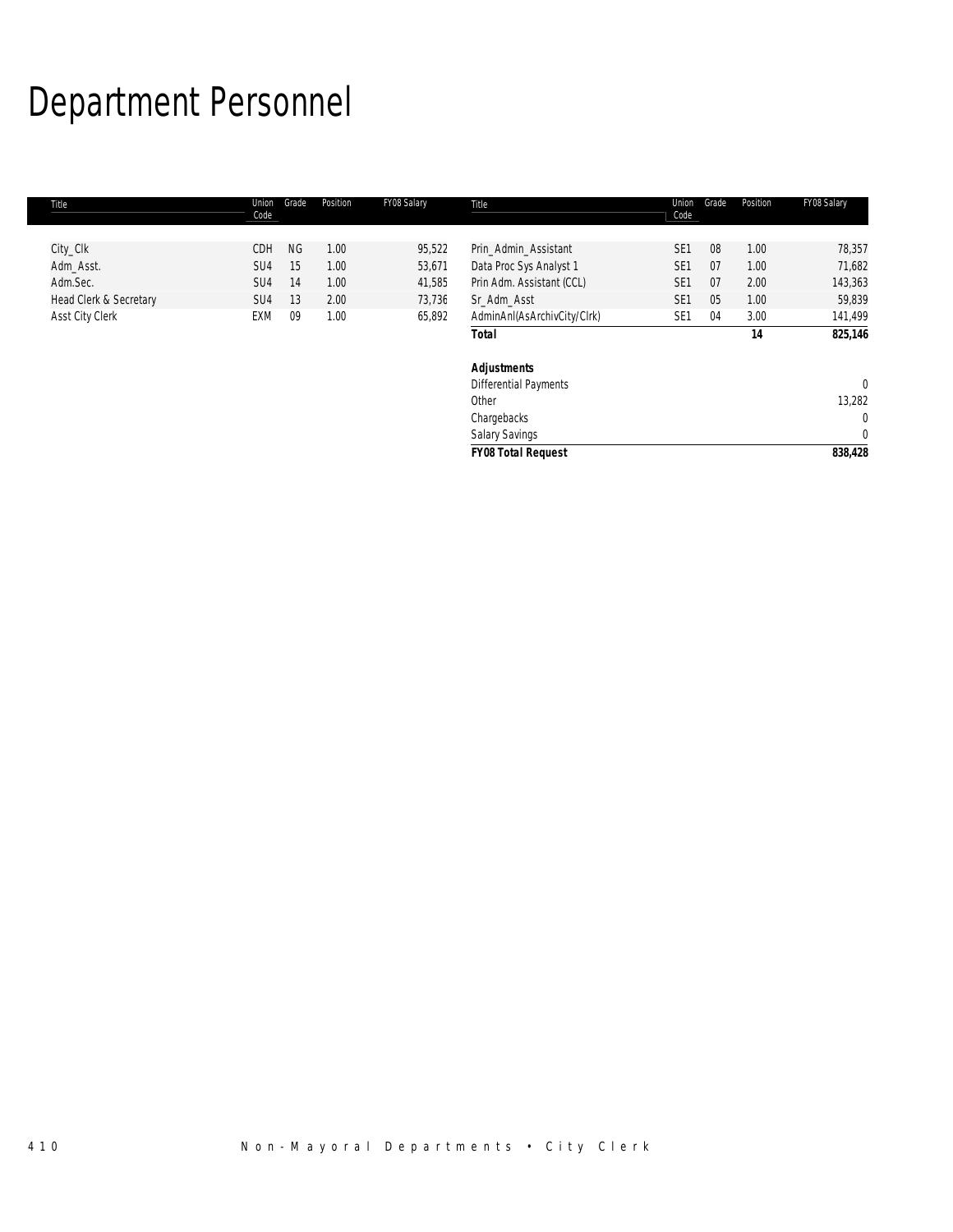# Department Personnel

| Title | Union Code | Grade | Position | FY08 Salary | Title | Union Code | Grade | Position | FY08 Salary |
|---|---|---|---|---|---|---|---|---|---|
| City_Clk | CDH | NG | 1.00 | 95,522 | Prin_Admin_Assistant | SE1 | 08 | 1.00 | 78,357 |
| Adm_Asst. | SU4 | 15 | 1.00 | 53,671 | Data Proc Sys Analyst 1 | SE1 | 07 | 1.00 | 71,682 |
| Adm.Sec. | SU4 | 14 | 1.00 | 41,585 | Prin Adm. Assistant (CCL) | SE1 | 07 | 2.00 | 143,363 |
| Head Clerk & Secretary | SU4 | 13 | 2.00 | 73,736 | Sr_Adm_Asst | SE1 | 05 | 1.00 | 59,839 |
| Asst City Clerk | EXM | 09 | 1.00 | 65,892 | AdminAnl(AsArchivCity/Clrk) | SE1 | 04 | 3.00 | 141,499 |
| | | | | | **Total** | | | **14** | **825,146** |
| | | | | | | | | | |
| | | | | | ***Adjustments*** | | | | |
| | | | | | Differential Payments | | | | 0 |
| | | | | | Other | | | | 13,282 |
| | | | | | Chargebacks | | | | 0 |
| | | | | | Salary Savings | | | | 0 |
| | | | | | ***FY08 Total Request*** | | | | **838,428** |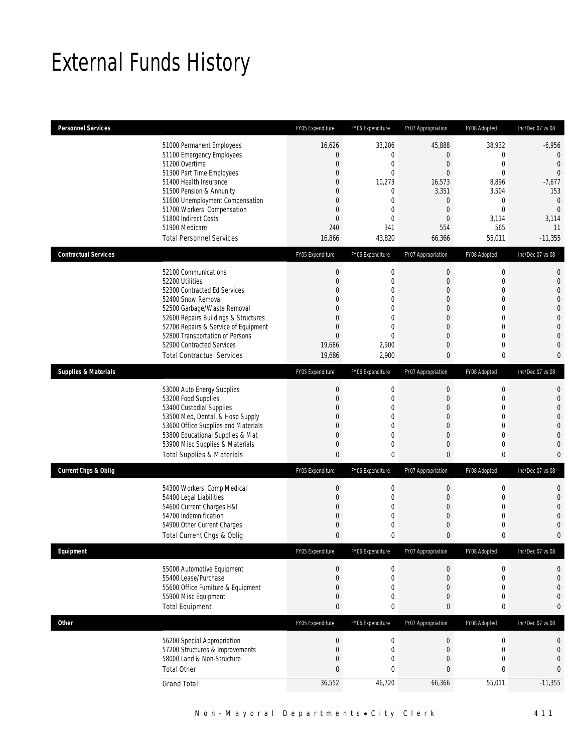# External Funds History

| Personnel Services | | FY05 Expenditure | FY06 Expenditure | FY07 Appropriation | FY08 Adopted | Inc/Dec 07 vs 08 |
|---|---|---|---|---|---|---|
| | 51000 Permanent Employees | 16,626 | 33,206 | 45,888 | 38,932 | -6,956 |
| | 51100 Emergency Employees | 0 | 0 | 0 | 0 | 0 |
| | 51200 Overtime | 0 | 0 | 0 | 0 | 0 |
| | 51300 Part Time Employees | 0 | 0 | 0 | 0 | 0 |
| | 51400 Health Insurance | 0 | 10,273 | 16,573 | 8,896 | -7,677 |
| | 51500 Pension & Annunity | 0 | 0 | 3,351 | 3,504 | 153 |
| | 51600 Unemployment Compensation | 0 | 0 | 0 | 0 | 0 |
| | 51700 Workers' Compensation | 0 | 0 | 0 | 0 | 0 |
| | 51800 Indirect Costs | 0 | 0 | 0 | 3,114 | 3,114 |
| | 51900 Medicare | 240 | 341 | 554 | 565 | 11 |
| | Total Personnel Services | 16,866 | 43,820 | 66,366 | 55,011 | -11,355 |

| Contractual Services | | FY05 Expenditure | FY06 Expenditure | FY07 Appropriation | FY08 Adopted | Inc/Dec 07 vs 08 |
|---|---|---|---|---|---|---|
| | 52100 Communications | 0 | 0 | 0 | 0 | 0 |
| | 52200 Utilities | 0 | 0 | 0 | 0 | 0 |
| | 52300 Contracted Ed Services | 0 | 0 | 0 | 0 | 0 |
| | 52400 Snow Removal | 0 | 0 | 0 | 0 | 0 |
| | 52500 Garbage/Waste Removal | 0 | 0 | 0 | 0 | 0 |
| | 52600 Repairs Buildings & Structures | 0 | 0 | 0 | 0 | 0 |
| | 52700 Repairs & Service of Equipment | 0 | 0 | 0 | 0 | 0 |
| | 52800 Transportation of Persons | 0 | 0 | 0 | 0 | 0 |
| | 52900 Contracted Services | 19,686 | 2,900 | 0 | 0 | 0 |
| | Total Contractual Services | 19,686 | 2,900 | 0 | 0 | 0 |

| Supplies & Materials | | FY05 Expenditure | FY06 Expenditure | FY07 Appropriation | FY08 Adopted | Inc/Dec 07 vs 08 |
|---|---|---|---|---|---|---|
| | 53000 Auto Energy Supplies | 0 | 0 | 0 | 0 | 0 |
| | 53200 Food Supplies | 0 | 0 | 0 | 0 | 0 |
| | 53400 Custodial Supplies | 0 | 0 | 0 | 0 | 0 |
| | 53500 Med, Dental, & Hosp Supply | 0 | 0 | 0 | 0 | 0 |
| | 53600 Office Supplies and Materials | 0 | 0 | 0 | 0 | 0 |
| | 53800 Educational Supplies & Mat | 0 | 0 | 0 | 0 | 0 |
| | 53900 Misc Supplies & Materials | 0 | 0 | 0 | 0 | 0 |
| | Total Supplies & Materials | 0 | 0 | 0 | 0 | 0 |

| Current Chgs & Oblig | | FY05 Expenditure | FY06 Expenditure | FY07 Appropriation | FY08 Adopted | Inc/Dec 07 vs 08 |
|---|---|---|---|---|---|---|
| | 54300 Workers' Comp Medical | 0 | 0 | 0 | 0 | 0 |
| | 54400 Legal Liabilities | 0 | 0 | 0 | 0 | 0 |
| | 54600 Current Charges H&I | 0 | 0 | 0 | 0 | 0 |
| | 54700 Indemnification | 0 | 0 | 0 | 0 | 0 |
| | 54900 Other Current Charges | 0 | 0 | 0 | 0 | 0 |
| | Total Current Chgs & Oblig | 0 | 0 | 0 | 0 | 0 |

| Equipment | | FY05 Expenditure | FY06 Expenditure | FY07 Appropriation | FY08 Adopted | Inc/Dec 07 vs 08 |
|---|---|---|---|---|---|---|
| | 55000 Automotive Equipment | 0 | 0 | 0 | 0 | 0 |
| | 55400 Lease/Purchase | 0 | 0 | 0 | 0 | 0 |
| | 55600 Office Furniture & Equipment | 0 | 0 | 0 | 0 | 0 |
| | 55900 Misc Equipment | 0 | 0 | 0 | 0 | 0 |
| | Total Equipment | 0 | 0 | 0 | 0 | 0 |

| Other | | FY05 Expenditure | FY06 Expenditure | FY07 Appropriation | FY08 Adopted | Inc/Dec 07 vs 08 |
|---|---|---|---|---|---|---|
| | 56200 Special Appropriation | 0 | 0 | 0 | 0 | 0 |
| | 57200 Structures & Improvements | 0 | 0 | 0 | 0 | 0 |
| | 58000 Land & Non-Structure | 0 | 0 | 0 | 0 | 0 |
| | Total Other | 0 | 0 | 0 | 0 | 0 |
| | Grand Total | 36,552 | 46,720 | 66,366 | 55,011 | -11,355 |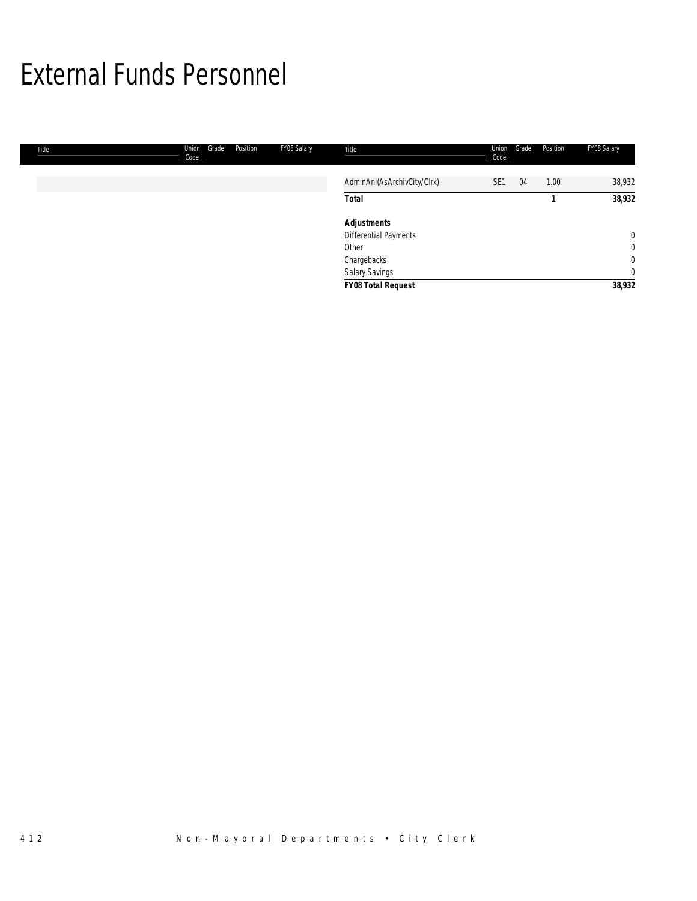# External Funds Personnel

| Title | Union Code | Grade | Position | FY08 Salary |
|---|---|---|---|---|
| AdminAnl(AsArchivCity/Clrk) | SE1 | 04 | 1.00 | 38,932 |
| **Total** | | | **1** | **38,932** |
| | | | | |
| ***Adjustments*** | | | | |
| Differential Payments | | | | 0 |
| Other | | | | 0 |
| Chargebacks | | | | 0 |
| Salary Savings | | | | 0 |
| ***FY08 Total Request*** | | | | **38,932** |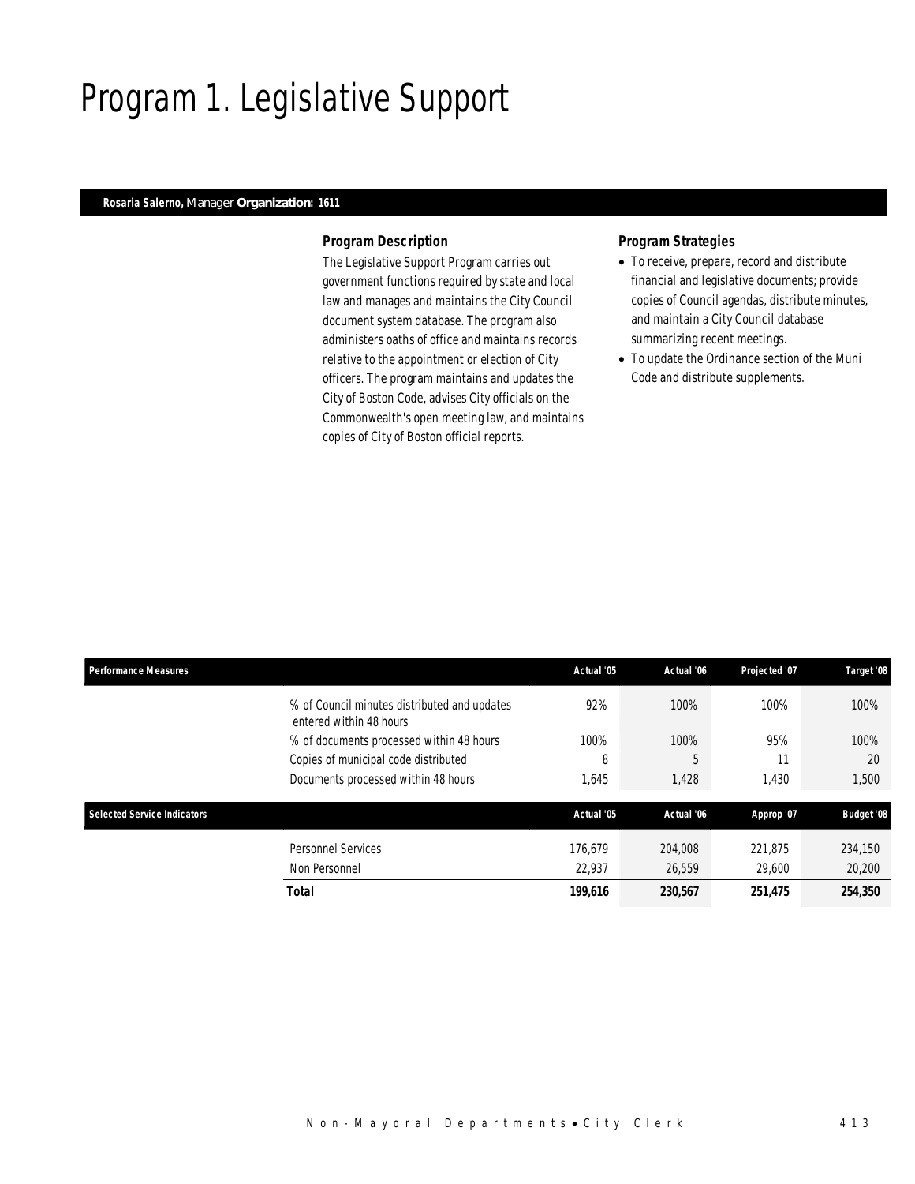# Program 1. Legislative Support

**Rosaria Salerno,** Manager **Organization: 1611**

### *Program Description*

The Legislative Support Program carries out government functions required by state and local law and manages and maintains the City Council document system database. The program also administers oaths of office and maintains records relative to the appointment or election of City officers. The program maintains and updates the City of Boston Code, advises City officials on the Commonwealth's open meeting law, and maintains copies of City of Boston official reports.

### *Program Strategies*

- To receive, prepare, record and distribute financial and legislative documents; provide copies of Council agendas, distribute minutes, and maintain a City Council database summarizing recent meetings.
- To update the Ordinance section of the Muni Code and distribute supplements.

| Performance Measures | Actual '05 | Actual '06 | Projected '07 | Target '08 |
|---|---|---|---|---|
| % of Council minutes distributed and updates entered within 48 hours | 92% | 100% | 100% | 100% |
| % of documents processed within 48 hours | 100% | 100% | 95% | 100% |
| Copies of municipal code distributed | 8 | 5 | 11 | 20 |
| Documents processed within 48 hours | 1,645 | 1,428 | 1,430 | 1,500 |

| Selected Service Indicators | Actual '05 | Actual '06 | Approp '07 | Budget '08 |
|---|---|---|---|---|
| Personnel Services | 176,679 | 204,008 | 221,875 | 234,150 |
| Non Personnel | 22,937 | 26,559 | 29,600 | 20,200 |
| **Total** | **199,616** | **230,567** | **251,475** | **254,350** |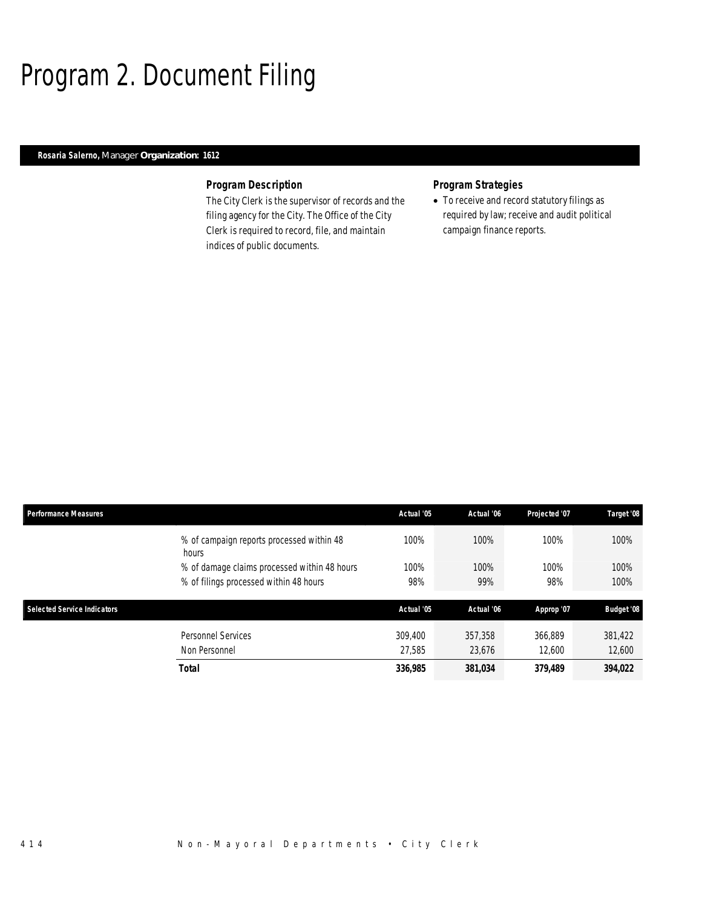# Program 2. Document Filing

**Rosaria Salerno,** Manager **Organization: 1612**

### Program Description

The City Clerk is the supervisor of records and the filing agency for the City. The Office of the City Clerk is required to record, file, and maintain indices of public documents.

### Program Strategies

- To receive and record statutory filings as required by law; receive and audit political campaign finance reports.

| Performance Measures | | Actual '05 | Actual '06 | Projected '07 | Target '08 |
|---|---|---|---|---|---|
| | % of campaign reports processed within 48 hours | 100% | 100% | 100% | 100% |
| | % of damage claims processed within 48 hours | 100% | 100% | 100% | 100% |
| | % of filings processed within 48 hours | 98% | 99% | 98% | 100% |

| Selected Service Indicators | | Actual '05 | Actual '06 | Approp '07 | Budget '08 |
|---|---|---|---|---|---|
| | Personnel Services | 309,400 | 357,358 | 366,889 | 381,422 |
| | Non Personnel | 27,585 | 23,676 | 12,600 | 12,600 |
| | **Total** | **336,985** | **381,034** | **379,489** | **394,022** |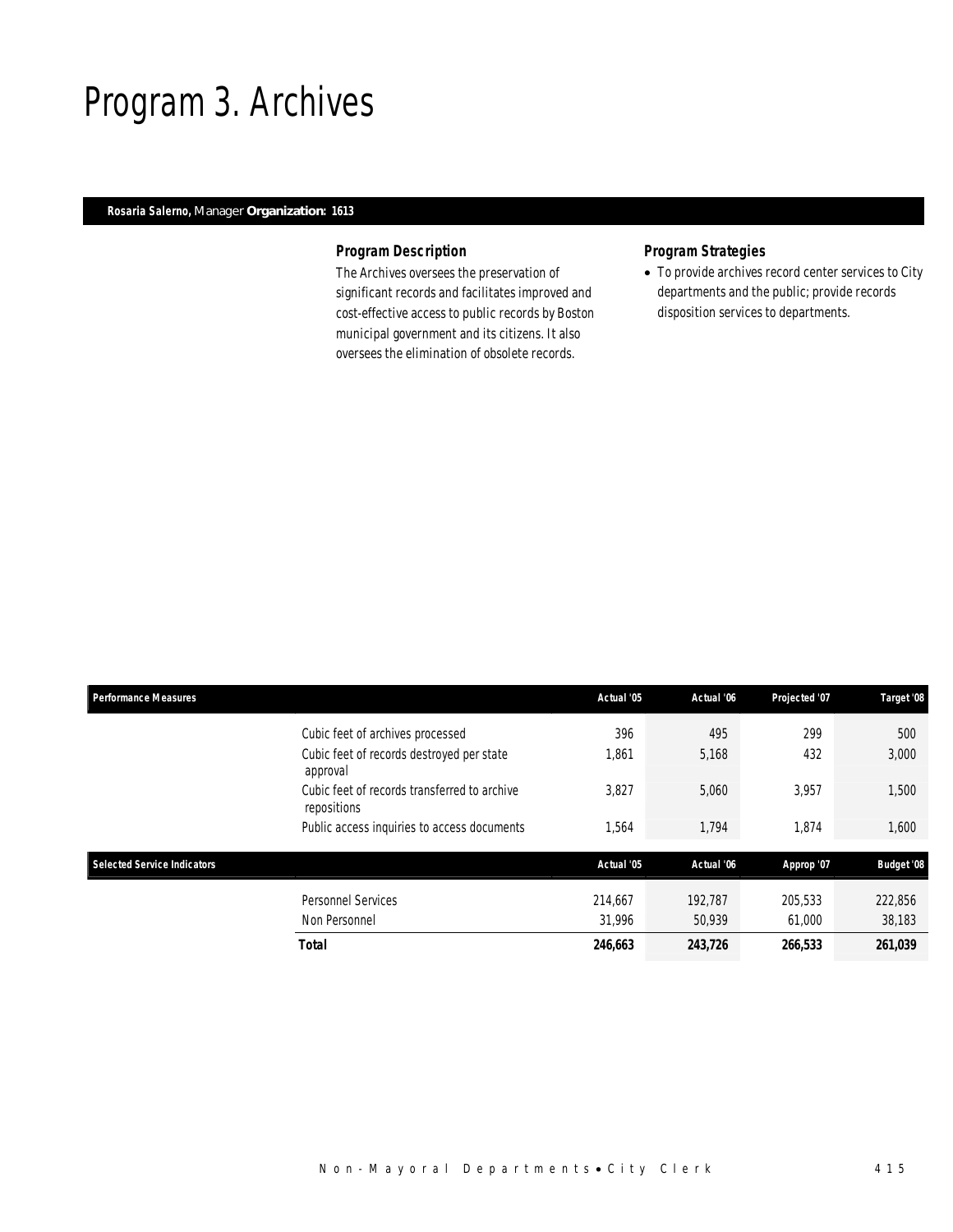# Program 3. Archives

**Rosaria Salerno,** Manager **Organization: 1613**

### *Program Description*

The Archives oversees the preservation of significant records and facilitates improved and cost-effective access to public records by Boston municipal government and its citizens. It also oversees the elimination of obsolete records.

### *Program Strategies*

- To provide archives record center services to City departments and the public; provide records disposition services to departments.

| Performance Measures | Actual '05 | Actual '06 | Projected '07 | Target '08 |
|---|---|---|---|---|
| Cubic feet of archives processed | 396 | 495 | 299 | 500 |
| Cubic feet of records destroyed per state approval | 1,861 | 5,168 | 432 | 3,000 |
| Cubic feet of records transferred to archive repositions | 3,827 | 5,060 | 3,957 | 1,500 |
| Public access inquiries to access documents | 1,564 | 1,794 | 1,874 | 1,600 |

| Selected Service Indicators | Actual '05 | Actual '06 | Approp '07 | Budget '08 |
|---|---|---|---|---|
| Personnel Services | 214,667 | 192,787 | 205,533 | 222,856 |
| Non Personnel | 31,996 | 50,939 | 61,000 | 38,183 |
| **Total** | **246,663** | **243,726** | **266,533** | **261,039** |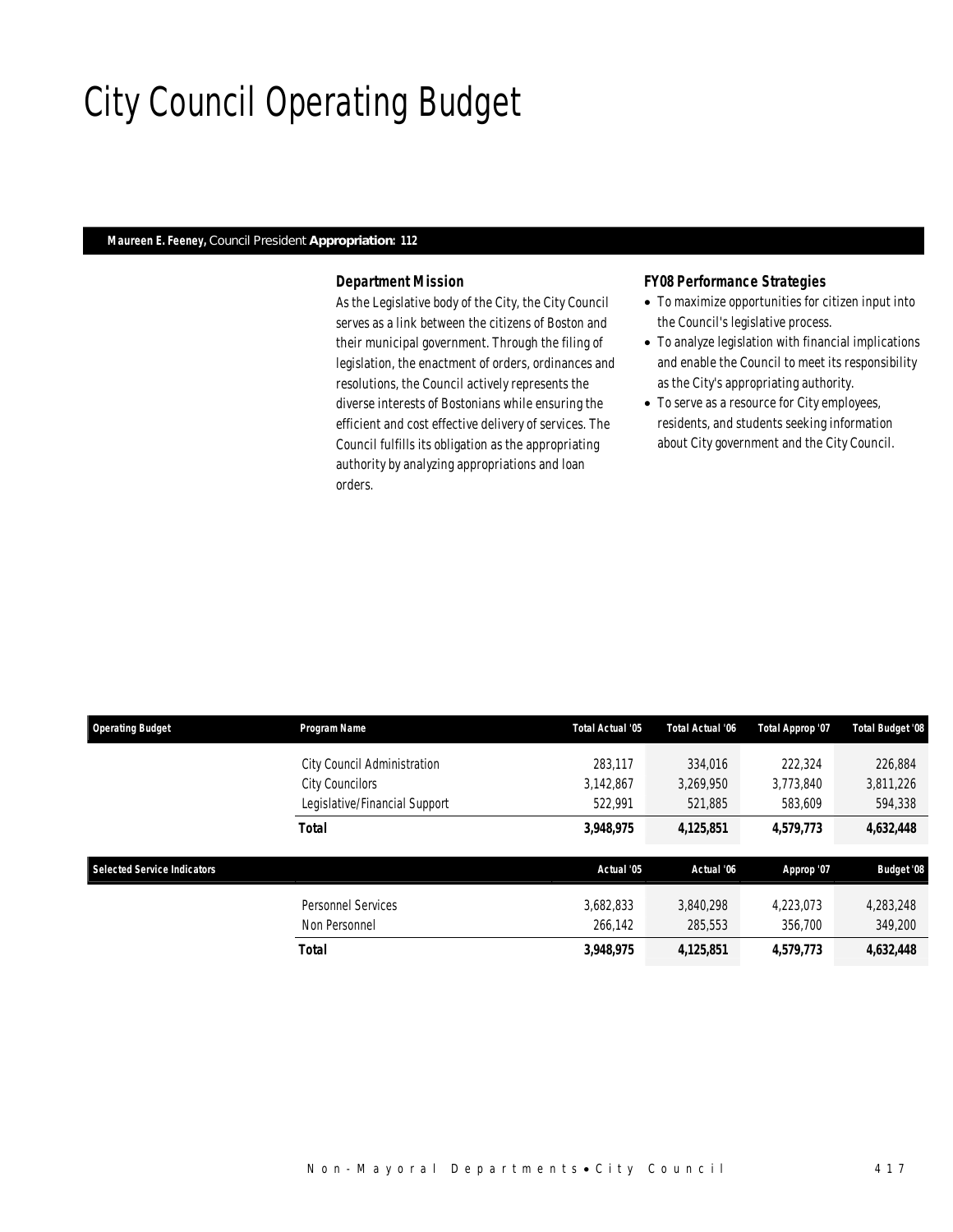# City Council Operating Budget

**Maureen E. Feeney,** Council President **Appropriation: 112**

### Department Mission

As the Legislative body of the City, the City Council serves as a link between the citizens of Boston and their municipal government. Through the filing of legislation, the enactment of orders, ordinances and resolutions, the Council actively represents the diverse interests of Bostonians while ensuring the efficient and cost effective delivery of services. The Council fulfills its obligation as the appropriating authority by analyzing appropriations and loan orders.

### FY08 Performance Strategies

- To maximize opportunities for citizen input into the Council's legislative process.
- To analyze legislation with financial implications and enable the Council to meet its responsibility as the City's appropriating authority.
- To serve as a resource for City employees, residents, and students seeking information about City government and the City Council.

| Operating Budget | Program Name | Total Actual '05 | Total Actual '06 | Total Approp '07 | Total Budget '08 |
|---|---|---|---|---|---|
| | City Council Administration | 283,117 | 334,016 | 222,324 | 226,884 |
| | City Councilors | 3,142,867 | 3,269,950 | 3,773,840 | 3,811,226 |
| | Legislative/Financial Support | 522,991 | 521,885 | 583,609 | 594,338 |
| | **Total** | **3,948,975** | **4,125,851** | **4,579,773** | **4,632,448** |

| Selected Service Indicators | | Actual '05 | Actual '06 | Approp '07 | Budget '08 |
|---|---|---|---|---|---|
| | Personnel Services | 3,682,833 | 3,840,298 | 4,223,073 | 4,283,248 |
| | Non Personnel | 266,142 | 285,553 | 356,700 | 349,200 |
| | **Total** | **3,948,975** | **4,125,851** | **4,579,773** | **4,632,448** |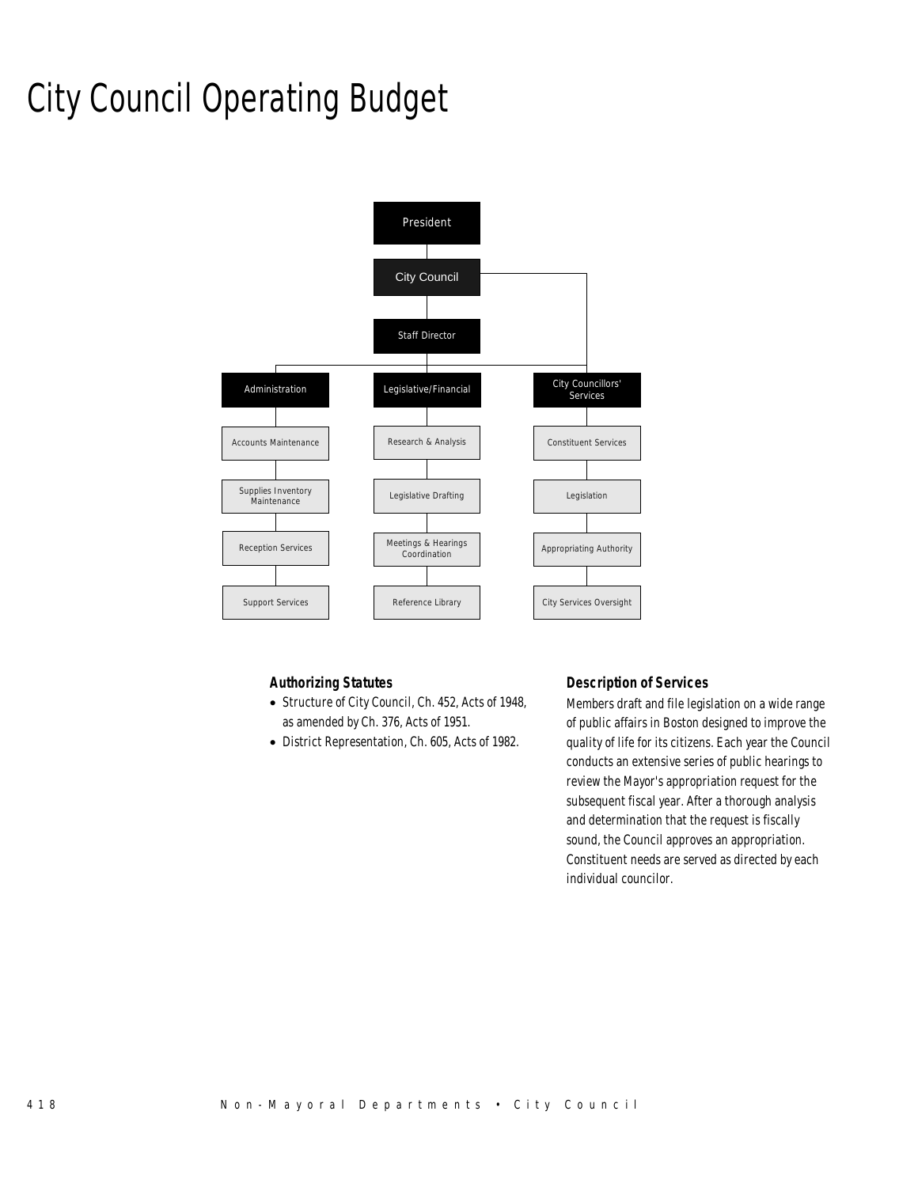# City Council Operating Budget

President

City Council

Staff Director

| Administration | Legislative/Financial | City Councillors' Services |
| --- | --- | --- |
| Accounts Maintenance | Research & Analysis | Constituent Services |
| Supplies Inventory Maintenance | Legislative Drafting | Legislation |
| Reception Services | Meetings & Hearings Coordination | Appropriating Authority |
| Support Services | Reference Library | City Services Oversight |

### Authorizing Statutes

- Structure of City Council, Ch. 452, Acts of 1948, as amended by Ch. 376, Acts of 1951.
- District Representation, Ch. 605, Acts of 1982.

### Description of Services

Members draft and file legislation on a wide range of public affairs in Boston designed to improve the quality of life for its citizens. Each year the Council conducts an extensive series of public hearings to review the Mayor's appropriation request for the subsequent fiscal year. After a thorough analysis and determination that the request is fiscally sound, the Council approves an appropriation. Constituent needs are served as directed by each individual councilor.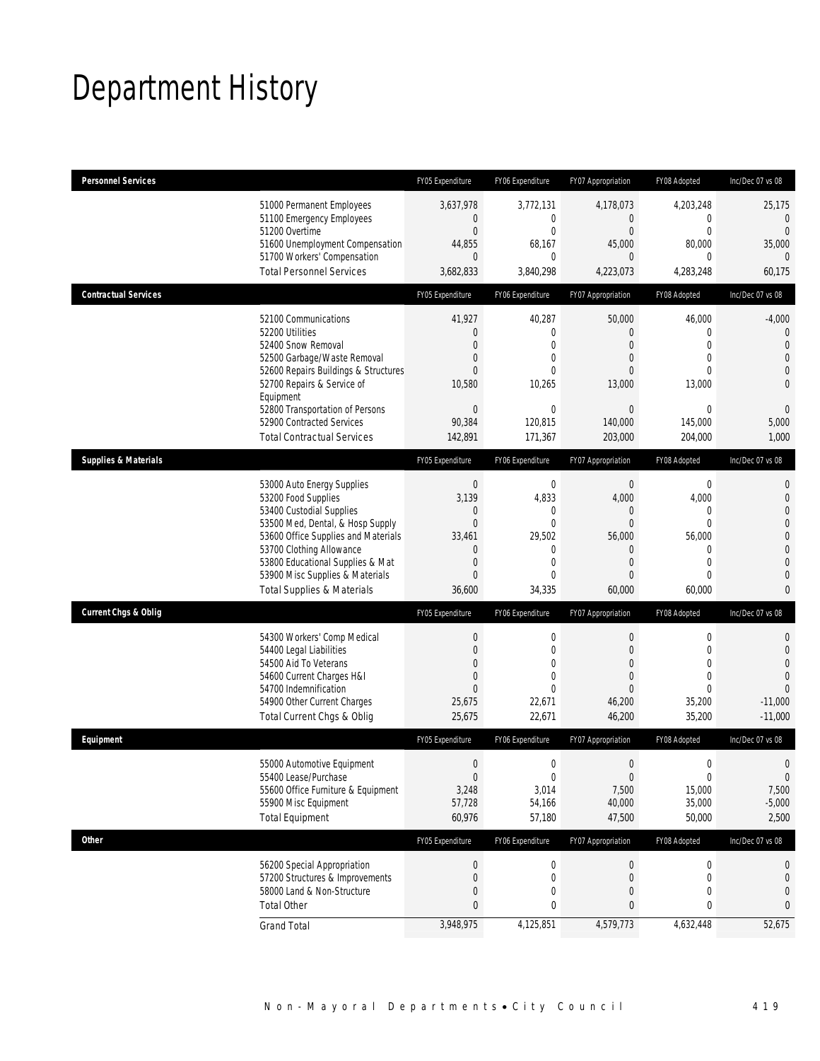# Department History

| Personnel Services | | FY05 Expenditure | FY06 Expenditure | FY07 Appropriation | FY08 Adopted | Inc/Dec 07 vs 08 |
|---|---|---|---|---|---|---|
| | 51000 Permanent Employees | 3,637,978 | 3,772,131 | 4,178,073 | 4,203,248 | 25,175 |
| | 51100 Emergency Employees | 0 | 0 | 0 | 0 | 0 |
| | 51200 Overtime | 0 | 0 | 0 | 0 | 0 |
| | 51600 Unemployment Compensation | 44,855 | 68,167 | 45,000 | 80,000 | 35,000 |
| | 51700 Workers' Compensation | 0 | 0 | 0 | 0 | 0 |
| | Total Personnel Services | 3,682,833 | 3,840,298 | 4,223,073 | 4,283,248 | 60,175 |
| **Contractual Services** | | FY05 Expenditure | FY06 Expenditure | FY07 Appropriation | FY08 Adopted | Inc/Dec 07 vs 08 |
| | 52100 Communications | 41,927 | 40,287 | 50,000 | 46,000 | -4,000 |
| | 52200 Utilities | 0 | 0 | 0 | 0 | 0 |
| | 52400 Snow Removal | 0 | 0 | 0 | 0 | 0 |
| | 52500 Garbage/Waste Removal | 0 | 0 | 0 | 0 | 0 |
| | 52600 Repairs Buildings & Structures | 0 | 0 | 0 | 0 | 0 |
| | 52700 Repairs & Service of Equipment | 10,580 | 10,265 | 13,000 | 13,000 | 0 |
| | 52800 Transportation of Persons | 0 | 0 | 0 | 0 | 0 |
| | 52900 Contracted Services | 90,384 | 120,815 | 140,000 | 145,000 | 5,000 |
| | Total Contractual Services | 142,891 | 171,367 | 203,000 | 204,000 | 1,000 |
| **Supplies & Materials** | | FY05 Expenditure | FY06 Expenditure | FY07 Appropriation | FY08 Adopted | Inc/Dec 07 vs 08 |
| | 53000 Auto Energy Supplies | 0 | 0 | 0 | 0 | 0 |
| | 53200 Food Supplies | 3,139 | 4,833 | 4,000 | 4,000 | 0 |
| | 53400 Custodial Supplies | 0 | 0 | 0 | 0 | 0 |
| | 53500 Med, Dental, & Hosp Supply | 0 | 0 | 0 | 0 | 0 |
| | 53600 Office Supplies and Materials | 33,461 | 29,502 | 56,000 | 56,000 | 0 |
| | 53700 Clothing Allowance | 0 | 0 | 0 | 0 | 0 |
| | 53800 Educational Supplies & Mat | 0 | 0 | 0 | 0 | 0 |
| | 53900 Misc Supplies & Materials | 0 | 0 | 0 | 0 | 0 |
| | Total Supplies & Materials | 36,600 | 34,335 | 60,000 | 60,000 | 0 |
| **Current Chgs & Oblig** | | FY05 Expenditure | FY06 Expenditure | FY07 Appropriation | FY08 Adopted | Inc/Dec 07 vs 08 |
| | 54300 Workers' Comp Medical | 0 | 0 | 0 | 0 | 0 |
| | 54400 Legal Liabilities | 0 | 0 | 0 | 0 | 0 |
| | 54500 Aid To Veterans | 0 | 0 | 0 | 0 | 0 |
| | 54600 Current Charges H&I | 0 | 0 | 0 | 0 | 0 |
| | 54700 Indemnification | 0 | 0 | 0 | 0 | 0 |
| | 54900 Other Current Charges | 25,675 | 22,671 | 46,200 | 35,200 | -11,000 |
| | Total Current Chgs & Oblig | 25,675 | 22,671 | 46,200 | 35,200 | -11,000 |
| **Equipment** | | FY05 Expenditure | FY06 Expenditure | FY07 Appropriation | FY08 Adopted | Inc/Dec 07 vs 08 |
| | 55000 Automotive Equipment | 0 | 0 | 0 | 0 | 0 |
| | 55400 Lease/Purchase | 0 | 0 | 0 | 0 | 0 |
| | 55600 Office Furniture & Equipment | 3,248 | 3,014 | 7,500 | 15,000 | 7,500 |
| | 55900 Misc Equipment | 57,728 | 54,166 | 40,000 | 35,000 | -5,000 |
| | Total Equipment | 60,976 | 57,180 | 47,500 | 50,000 | 2,500 |
| **Other** | | FY05 Expenditure | FY06 Expenditure | FY07 Appropriation | FY08 Adopted | Inc/Dec 07 vs 08 |
| | 56200 Special Appropriation | 0 | 0 | 0 | 0 | 0 |
| | 57200 Structures & Improvements | 0 | 0 | 0 | 0 | 0 |
| | 58000 Land & Non-Structure | 0 | 0 | 0 | 0 | 0 |
| | Total Other | 0 | 0 | 0 | 0 | 0 |
| | Grand Total | 3,948,975 | 4,125,851 | 4,579,773 | 4,632,448 | 52,675 |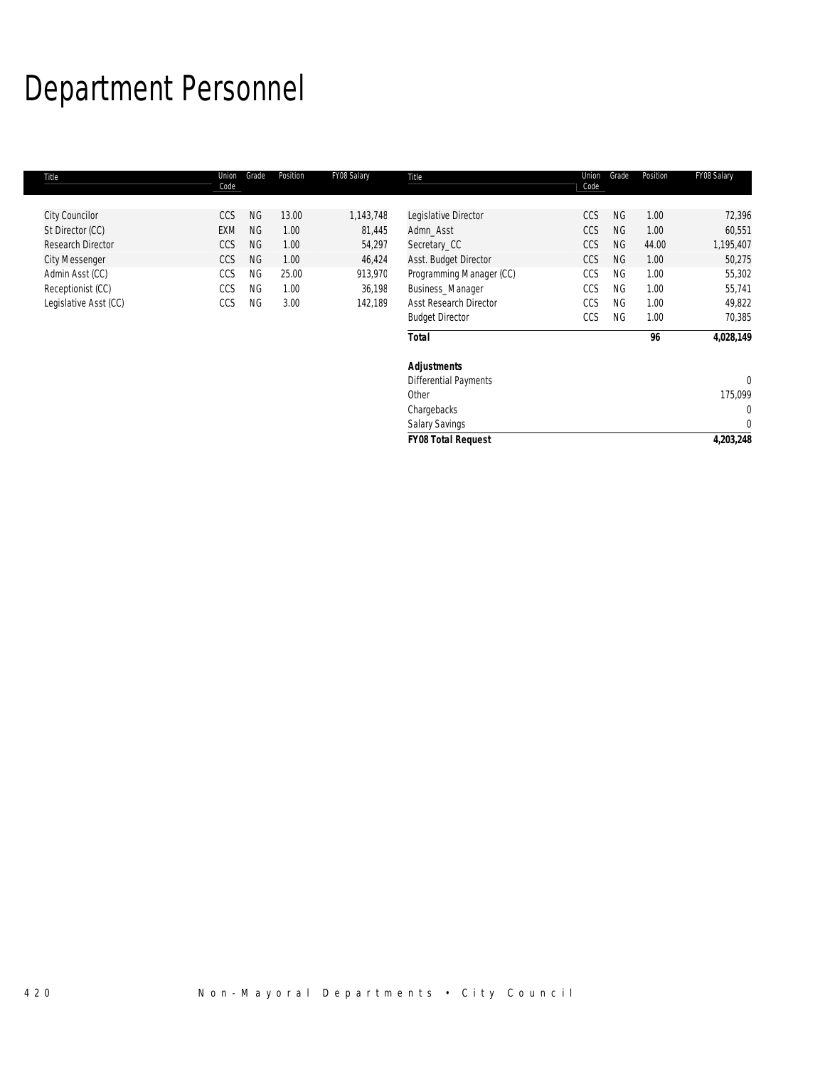# Department Personnel

| Title | Union Code | Grade | Position | FY08 Salary |
|---|---|---|---|---|
| City Councilor | CCS | NG | 13.00 | 1,143,748 |
| St Director (CC) | EXM | NG | 1.00 | 81,445 |
| Research Director | CCS | NG | 1.00 | 54,297 |
| City Messenger | CCS | NG | 1.00 | 46,424 |
| Admin Asst (CC) | CCS | NG | 25.00 | 913,970 |
| Receptionist (CC) | CCS | NG | 1.00 | 36,198 |
| Legislative Asst (CC) | CCS | NG | 3.00 | 142,189 |
| Legislative Director | CCS | NG | 1.00 | 72,396 |
| Admn_Asst | CCS | NG | 1.00 | 60,551 |
| Secretary_CC | CCS | NG | 44.00 | 1,195,407 |
| Asst. Budget Director | CCS | NG | 1.00 | 50,275 |
| Programming Manager (CC) | CCS | NG | 1.00 | 55,302 |
| Business_Manager | CCS | NG | 1.00 | 55,741 |
| Asst Research Director | CCS | NG | 1.00 | 49,822 |
| Budget Director | CCS | NG | 1.00 | 70,385 |
| **Total** | | | **96** | **4,028,149** |
| **Adjustments** | | | | |
| Differential Payments | | | | 0 |
| Other | | | | 175,099 |
| Chargebacks | | | | 0 |
| Salary Savings | | | | 0 |
| **FY08 Total Request** | | | | **4,203,248** |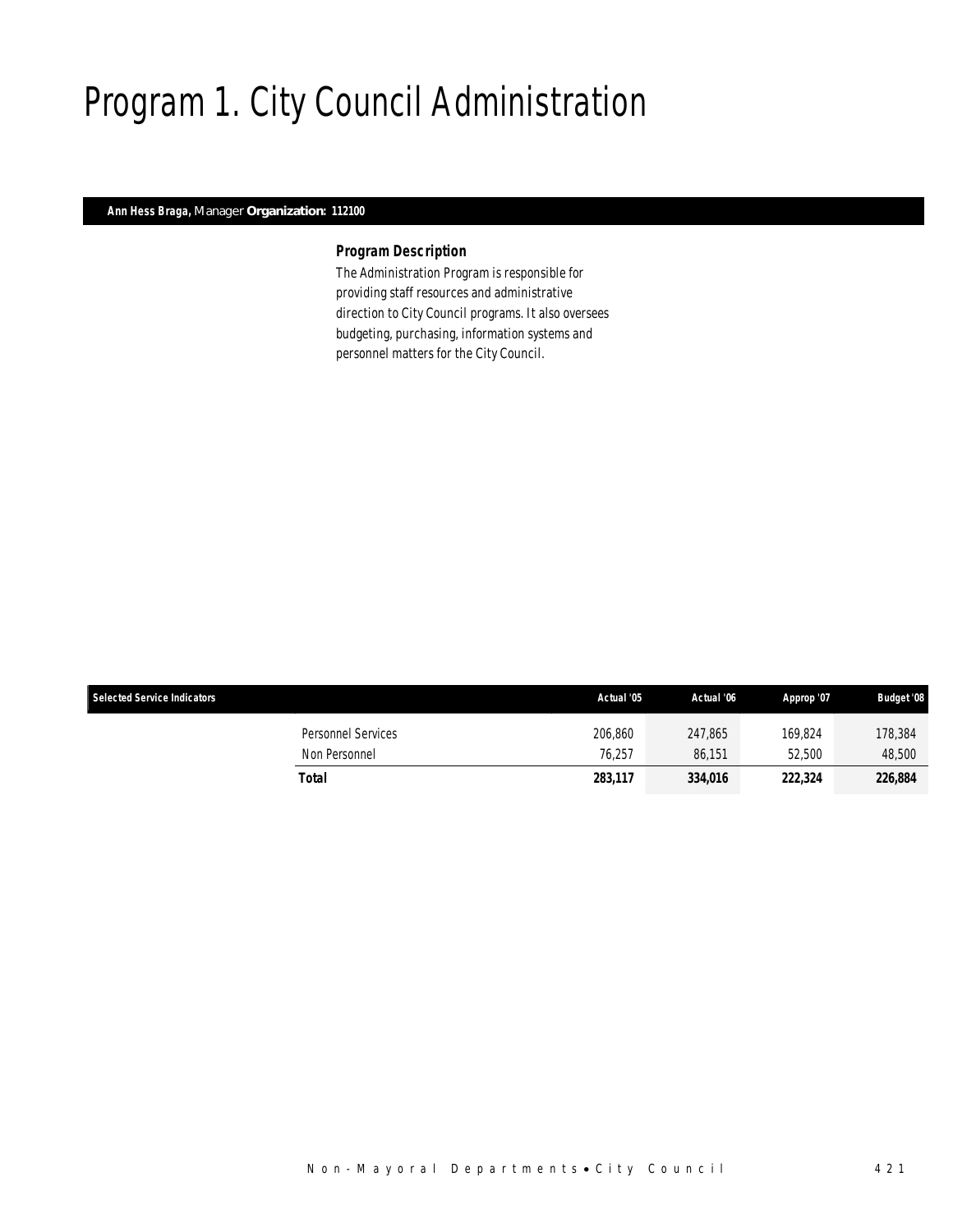# Program 1. City Council Administration

**Ann Hess Braga,** Manager **Organization: 112100**

### Program Description

The Administration Program is responsible for providing staff resources and administrative direction to City Council programs. It also oversees budgeting, purchasing, information systems and personnel matters for the City Council.

| Selected Service Indicators | | Actual '05 | Actual '06 | Approp '07 | Budget '08 |
|---|---|---|---|---|---|
| | Personnel Services | 206,860 | 247,865 | 169,824 | 178,384 |
| | Non Personnel | 76,257 | 86,151 | 52,500 | 48,500 |
| | **Total** | **283,117** | **334,016** | **222,324** | **226,884** |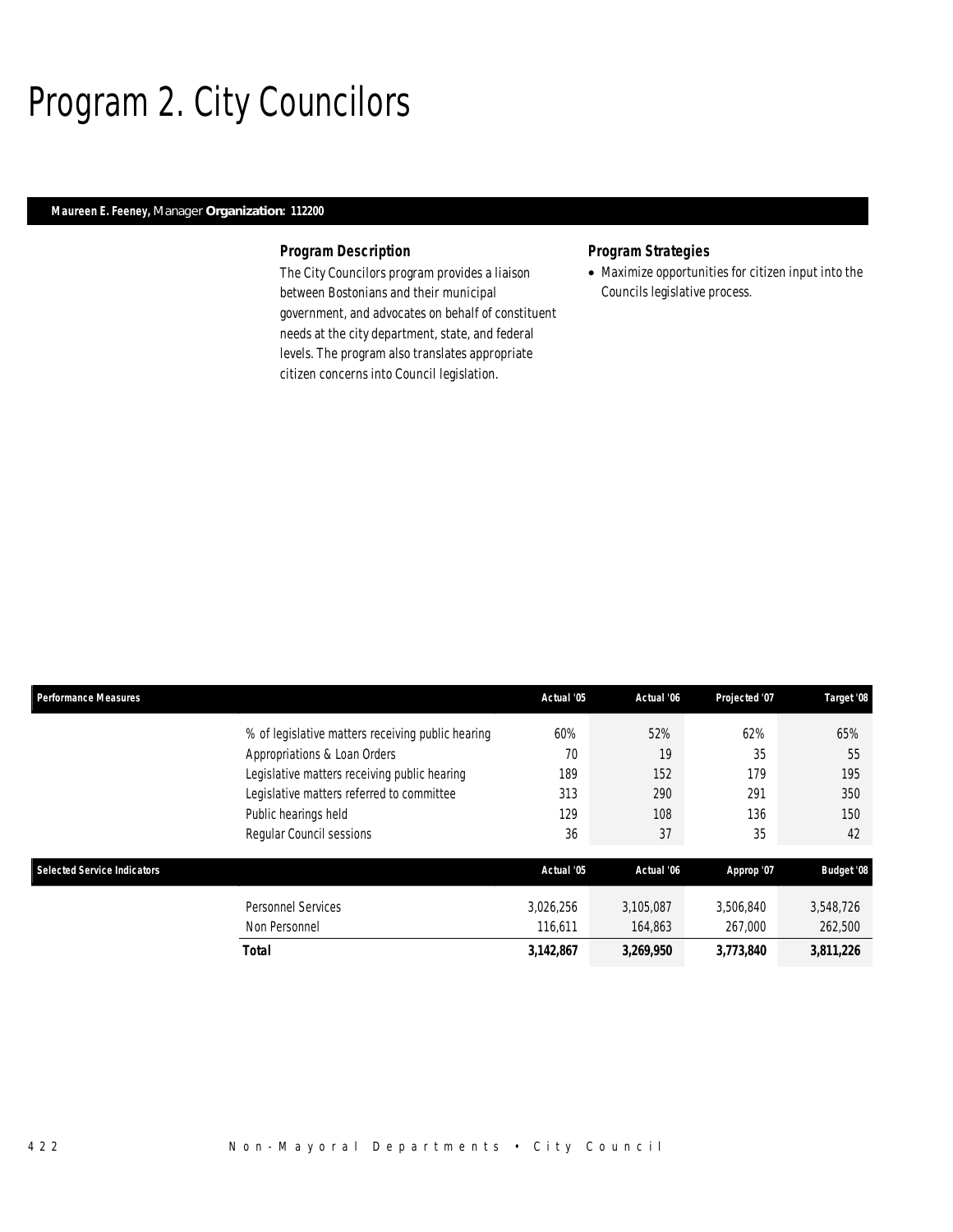# Program 2. City Councilors

**Maureen E. Feeney,** Manager **Organization: 112200**

### *Program Description*

The City Councilors program provides a liaison between Bostonians and their municipal government, and advocates on behalf of constituent needs at the city department, state, and federal levels. The program also translates appropriate citizen concerns into Council legislation.

### *Program Strategies*

- Maximize opportunities for citizen input into the Councils legislative process.

| Performance Measures | | Actual '05 | Actual '06 | Projected '07 | Target '08 |
|---|---|---|---|---|---|
| | % of legislative matters receiving public hearing | 60% | 52% | 62% | 65% |
| | Appropriations & Loan Orders | 70 | 19 | 35 | 55 |
| | Legislative matters receiving public hearing | 189 | 152 | 179 | 195 |
| | Legislative matters referred to committee | 313 | 290 | 291 | 350 |
| | Public hearings held | 129 | 108 | 136 | 150 |
| | Regular Council sessions | 36 | 37 | 35 | 42 |

| Selected Service Indicators | | Actual '05 | Actual '06 | Approp '07 | Budget '08 |
|---|---|---|---|---|---|
| | Personnel Services | 3,026,256 | 3,105,087 | 3,506,840 | 3,548,726 |
| | Non Personnel | 116,611 | 164,863 | 267,000 | 262,500 |
| | **Total** | **3,142,867** | **3,269,950** | **3,773,840** | **3,811,226** |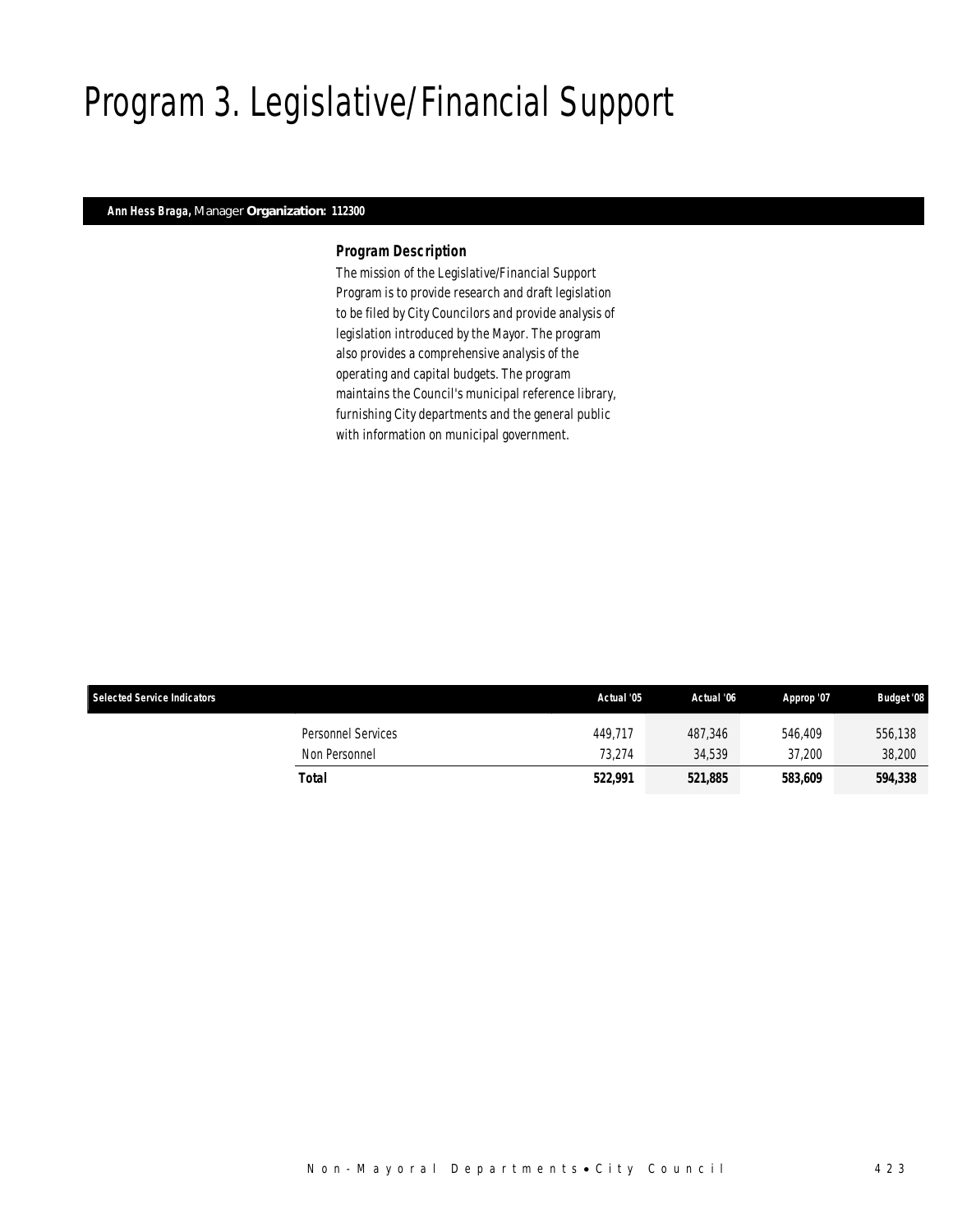# Program 3. Legislative/Financial Support

**Ann Hess Braga,** Manager **Organization: 112300**

### *Program Description*

The mission of the Legislative/Financial Support Program is to provide research and draft legislation to be filed by City Councilors and provide analysis of legislation introduced by the Mayor. The program also provides a comprehensive analysis of the operating and capital budgets. The program maintains the Council's municipal reference library, furnishing City departments and the general public with information on municipal government.

| Selected Service Indicators | | Actual '05 | Actual '06 | Approp '07 | Budget '08 |
|---|---|---|---|---|---|
| | Personnel Services | 449,717 | 487,346 | 546,409 | 556,138 |
| | Non Personnel | 73,274 | 34,539 | 37,200 | 38,200 |
| | **Total** | **522,991** | **521,885** | **583,609** | **594,338** |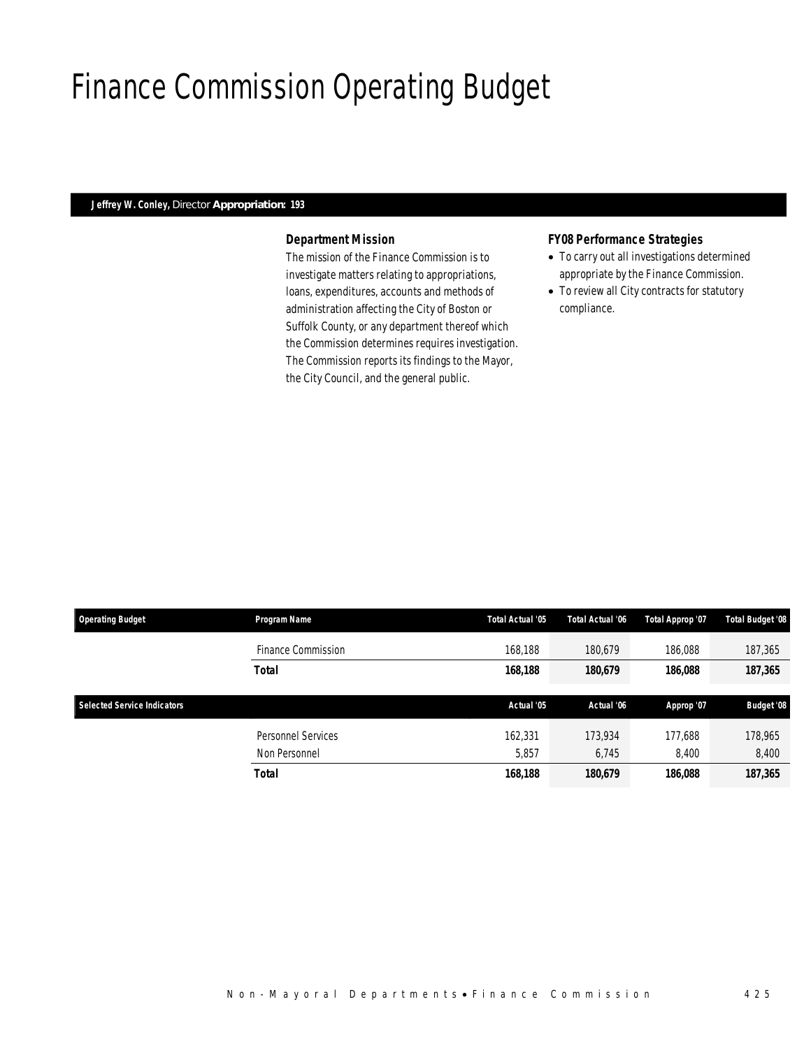# Finance Commission Operating Budget

**Jeffrey W. Conley,** Director **Appropriation: 193**

### Department Mission

The mission of the Finance Commission is to investigate matters relating to appropriations, loans, expenditures, accounts and methods of administration affecting the City of Boston or Suffolk County, or any department thereof which the Commission determines requires investigation. The Commission reports its findings to the Mayor, the City Council, and the general public.

### FY08 Performance Strategies

- To carry out all investigations determined appropriate by the Finance Commission.
- To review all City contracts for statutory compliance.

| Operating Budget | Program Name | Total Actual '05 | Total Actual '06 | Total Approp '07 | Total Budget '08 |
|---|---|---|---|---|---|
| | Finance Commission | 168,188 | 180,679 | 186,088 | 187,365 |
| | **Total** | **168,188** | **180,679** | **186,088** | **187,365** |

| Selected Service Indicators | | Actual '05 | Actual '06 | Approp '07 | Budget '08 |
|---|---|---|---|---|---|
| | Personnel Services | 162,331 | 173,934 | 177,688 | 178,965 |
| | Non Personnel | 5,857 | 6,745 | 8,400 | 8,400 |
| | **Total** | **168,188** | **180,679** | **186,088** | **187,365** |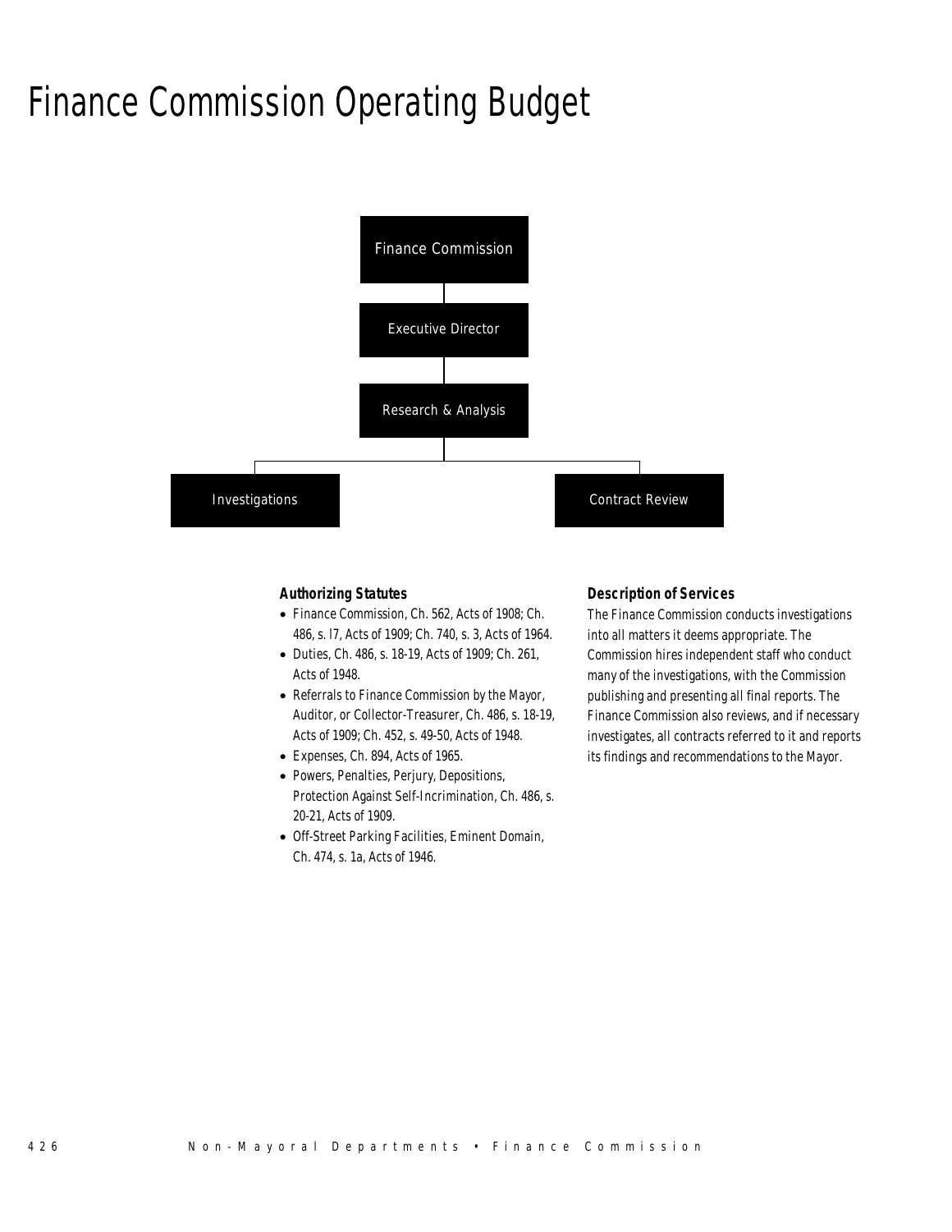# Finance Commission Operating Budget

Finance Commission

Executive Director

Research & Analysis

Investigations

Contract Review

### Authorizing Statutes

- Finance Commission, Ch. 562, Acts of 1908; Ch. 486, s. l7, Acts of 1909; Ch. 740, s. 3, Acts of 1964.
- Duties, Ch. 486, s. 18-19, Acts of 1909; Ch. 261, Acts of 1948.
- Referrals to Finance Commission by the Mayor, Auditor, or Collector-Treasurer, Ch. 486, s. 18-19, Acts of 1909; Ch. 452, s. 49-50, Acts of 1948.
- Expenses, Ch. 894, Acts of 1965.
- Powers, Penalties, Perjury, Depositions, Protection Against Self-Incrimination, Ch. 486, s. 20-21, Acts of 1909.
- Off-Street Parking Facilities, Eminent Domain, Ch. 474, s. 1a, Acts of 1946.

### Description of Services

The Finance Commission conducts investigations into all matters it deems appropriate. The Commission hires independent staff who conduct many of the investigations, with the Commission publishing and presenting all final reports. The Finance Commission also reviews, and if necessary investigates, all contracts referred to it and reports its findings and recommendations to the Mayor.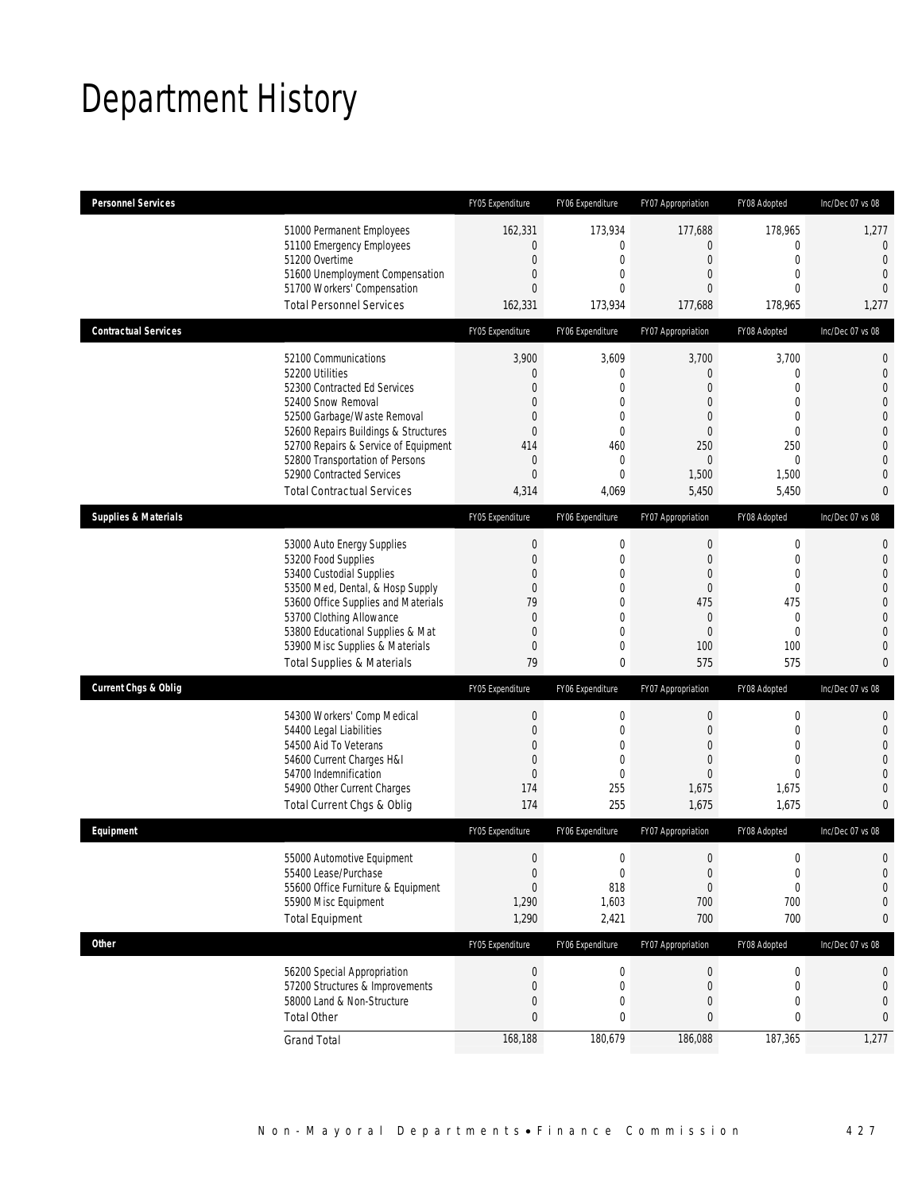# Department History

| Personnel Services | FY05 Expenditure | FY06 Expenditure | FY07 Appropriation | FY08 Adopted | Inc/Dec 07 vs 08 |
|---|---|---|---|---|---|
| 51000 Permanent Employees | 162,331 | 173,934 | 177,688 | 178,965 | 1,277 |
| 51100 Emergency Employees | 0 | 0 | 0 | 0 | 0 |
| 51200 Overtime | 0 | 0 | 0 | 0 | 0 |
| 51600 Unemployment Compensation | 0 | 0 | 0 | 0 | 0 |
| 51700 Workers' Compensation | 0 | 0 | 0 | 0 | 0 |
| Total Personnel Services | 162,331 | 173,934 | 177,688 | 178,965 | 1,277 |

| Contractual Services | FY05 Expenditure | FY06 Expenditure | FY07 Appropriation | FY08 Adopted | Inc/Dec 07 vs 08 |
|---|---|---|---|---|---|
| 52100 Communications | 3,900 | 3,609 | 3,700 | 3,700 | 0 |
| 52200 Utilities | 0 | 0 | 0 | 0 | 0 |
| 52300 Contracted Ed Services | 0 | 0 | 0 | 0 | 0 |
| 52400 Snow Removal | 0 | 0 | 0 | 0 | 0 |
| 52500 Garbage/Waste Removal | 0 | 0 | 0 | 0 | 0 |
| 52600 Repairs Buildings & Structures | 0 | 0 | 0 | 0 | 0 |
| 52700 Repairs & Service of Equipment | 414 | 460 | 250 | 250 | 0 |
| 52800 Transportation of Persons | 0 | 0 | 0 | 0 | 0 |
| 52900 Contracted Services | 0 | 0 | 1,500 | 1,500 | 0 |
| Total Contractual Services | 4,314 | 4,069 | 5,450 | 5,450 | 0 |

| Supplies & Materials | FY05 Expenditure | FY06 Expenditure | FY07 Appropriation | FY08 Adopted | Inc/Dec 07 vs 08 |
|---|---|---|---|---|---|
| 53000 Auto Energy Supplies | 0 | 0 | 0 | 0 | 0 |
| 53200 Food Supplies | 0 | 0 | 0 | 0 | 0 |
| 53400 Custodial Supplies | 0 | 0 | 0 | 0 | 0 |
| 53500 Med, Dental, & Hosp Supply | 0 | 0 | 0 | 0 | 0 |
| 53600 Office Supplies and Materials | 79 | 0 | 475 | 475 | 0 |
| 53700 Clothing Allowance | 0 | 0 | 0 | 0 | 0 |
| 53800 Educational Supplies & Mat | 0 | 0 | 0 | 0 | 0 |
| 53900 Misc Supplies & Materials | 0 | 0 | 100 | 100 | 0 |
| Total Supplies & Materials | 79 | 0 | 575 | 575 | 0 |

| Current Chgs & Oblig | FY05 Expenditure | FY06 Expenditure | FY07 Appropriation | FY08 Adopted | Inc/Dec 07 vs 08 |
|---|---|---|---|---|---|
| 54300 Workers' Comp Medical | 0 | 0 | 0 | 0 | 0 |
| 54400 Legal Liabilities | 0 | 0 | 0 | 0 | 0 |
| 54500 Aid To Veterans | 0 | 0 | 0 | 0 | 0 |
| 54600 Current Charges H&I | 0 | 0 | 0 | 0 | 0 |
| 54700 Indemnification | 0 | 0 | 0 | 0 | 0 |
| 54900 Other Current Charges | 174 | 255 | 1,675 | 1,675 | 0 |
| Total Current Chgs & Oblig | 174 | 255 | 1,675 | 1,675 | 0 |

| Equipment | FY05 Expenditure | FY06 Expenditure | FY07 Appropriation | FY08 Adopted | Inc/Dec 07 vs 08 |
|---|---|---|---|---|---|
| 55000 Automotive Equipment | 0 | 0 | 0 | 0 | 0 |
| 55400 Lease/Purchase | 0 | 0 | 0 | 0 | 0 |
| 55600 Office Furniture & Equipment | 0 | 818 | 0 | 0 | 0 |
| 55900 Misc Equipment | 1,290 | 1,603 | 700 | 700 | 0 |
| Total Equipment | 1,290 | 2,421 | 700 | 700 | 0 |

| Other | FY05 Expenditure | FY06 Expenditure | FY07 Appropriation | FY08 Adopted | Inc/Dec 07 vs 08 |
|---|---|---|---|---|---|
| 56200 Special Appropriation | 0 | 0 | 0 | 0 | 0 |
| 57200 Structures & Improvements | 0 | 0 | 0 | 0 | 0 |
| 58000 Land & Non-Structure | 0 | 0 | 0 | 0 | 0 |
| Total Other | 0 | 0 | 0 | 0 | 0 |
| Grand Total | 168,188 | 180,679 | 186,088 | 187,365 | 1,277 |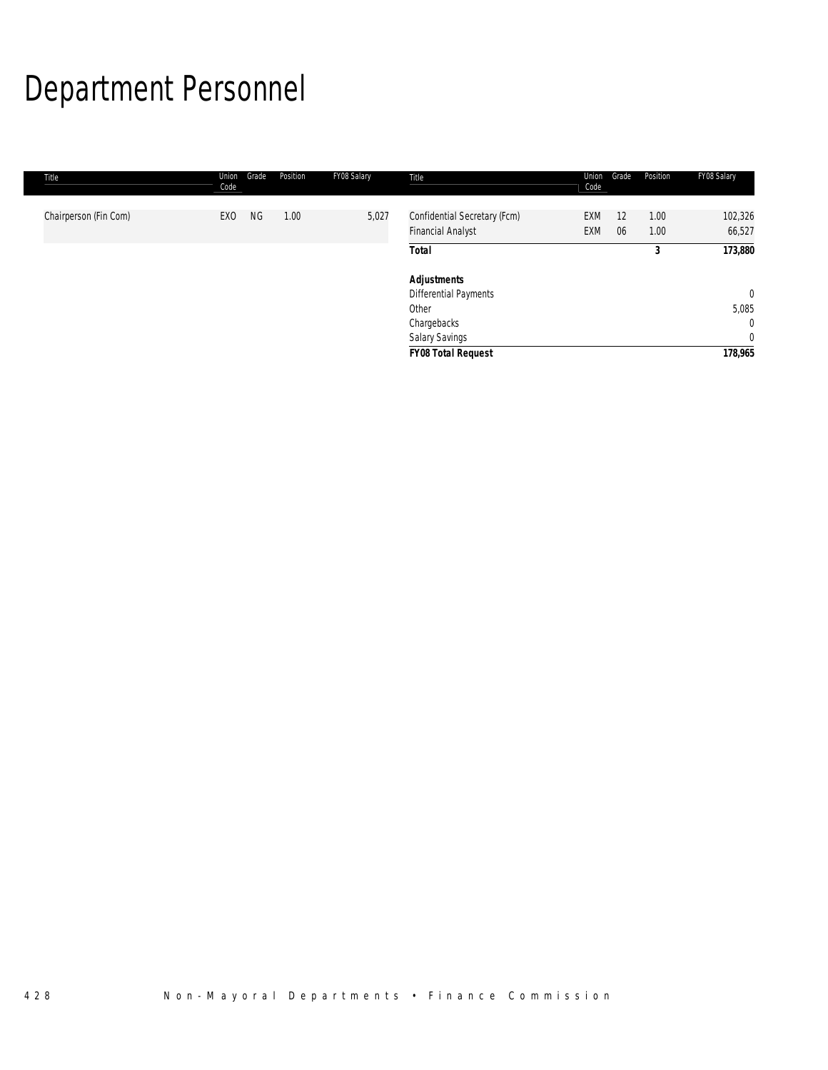# Department Personnel

| Title | Union Code | Grade | Position | FY08 Salary |
|---|---|---|---|---|
| Chairperson (Fin Com) | EXO | NG | 1.00 | 5,027 |
| Confidential Secretary (Fcm) | EXM | 12 | 1.00 | 102,326 |
| Financial Analyst | EXM | 06 | 1.00 | 66,527 |
| **Total** | | | **3** | **173,880** |
| | | | | |
| **Adjustments** | | | | |
| Differential Payments | | | | 0 |
| Other | | | | 5,085 |
| Chargebacks | | | | 0 |
| Salary Savings | | | | 0 |
| ***FY08 Total Request*** | | | | **178,965** |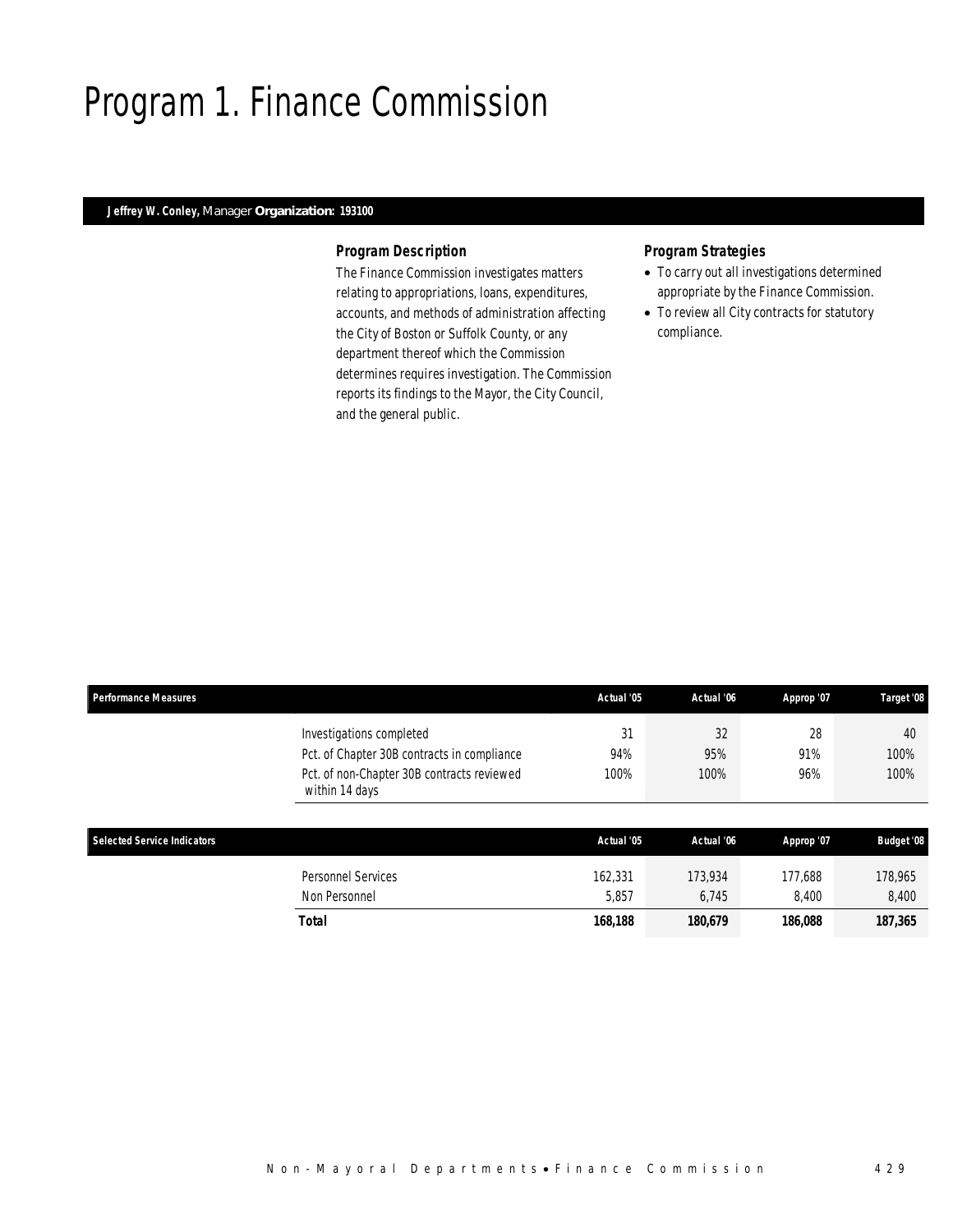# Program 1. Finance Commission

**Jeffrey W. Conley,** Manager **Organization: 193100**

### Program Description

The Finance Commission investigates matters relating to appropriations, loans, expenditures, accounts, and methods of administration affecting the City of Boston or Suffolk County, or any department thereof which the Commission determines requires investigation. The Commission reports its findings to the Mayor, the City Council, and the general public.

### Program Strategies

- To carry out all investigations determined appropriate by the Finance Commission.
- To review all City contracts for statutory compliance.

| Performance Measures | Actual '05 | Actual '06 | Approp '07 | Target '08 |
|---|---|---|---|---|
| Investigations completed | 31 | 32 | 28 | 40 |
| Pct. of Chapter 30B contracts in compliance | 94% | 95% | 91% | 100% |
| Pct. of non-Chapter 30B contracts reviewed within 14 days | 100% | 100% | 96% | 100% |

| Selected Service Indicators | Actual '05 | Actual '06 | Approp '07 | Budget '08 |
|---|---|---|---|---|
| Personnel Services | 162,331 | 173,934 | 177,688 | 178,965 |
| Non Personnel | 5,857 | 6,745 | 8,400 | 8,400 |
| **Total** | **168,188** | **180,679** | **186,088** | **187,365** |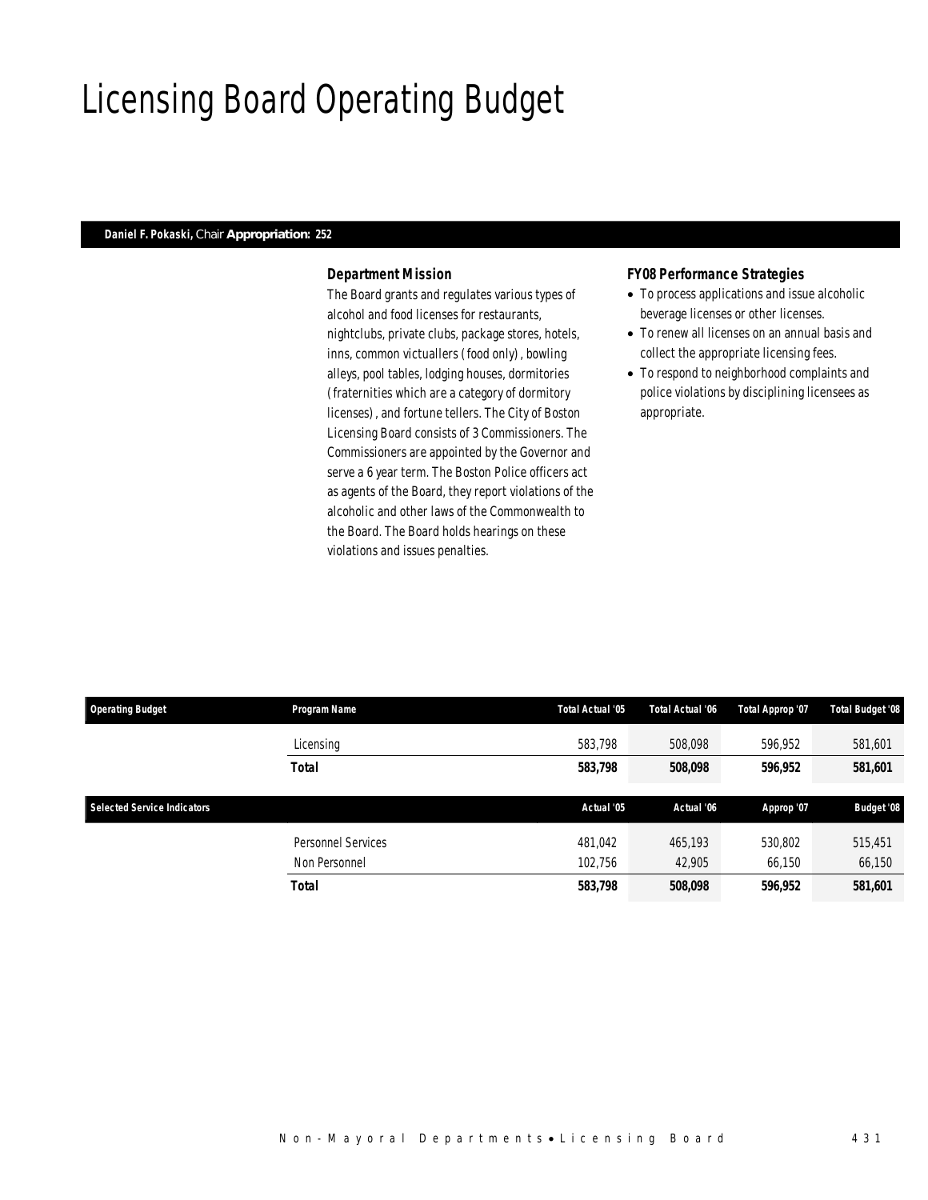# Licensing Board Operating Budget

**Daniel F. Pokaski,** Chair **Appropriation: 252**

### Department Mission

The Board grants and regulates various types of alcohol and food licenses for restaurants, nightclubs, private clubs, package stores, hotels, inns, common victuallers (food only), bowling alleys, pool tables, lodging houses, dormitories (fraternities which are a category of dormitory licenses), and fortune tellers. The City of Boston Licensing Board consists of 3 Commissioners. The Commissioners are appointed by the Governor and serve a 6 year term. The Boston Police officers act as agents of the Board, they report violations of the alcoholic and other laws of the Commonwealth to the Board. The Board holds hearings on these violations and issues penalties.

### FY08 Performance Strategies

- To process applications and issue alcoholic beverage licenses or other licenses.
- To renew all licenses on an annual basis and collect the appropriate licensing fees.
- To respond to neighborhood complaints and police violations by disciplining licensees as appropriate.

| Operating Budget | Program Name | Total Actual '05 | Total Actual '06 | Total Approp '07 | Total Budget '08 |
|---|---|---|---|---|---|
| | Licensing | 583,798 | 508,098 | 596,952 | 581,601 |
| | **Total** | **583,798** | **508,098** | **596,952** | **581,601** |

| Selected Service Indicators | | Actual '05 | Actual '06 | Approp '07 | Budget '08 |
|---|---|---|---|---|---|
| | Personnel Services | 481,042 | 465,193 | 530,802 | 515,451 |
| | Non Personnel | 102,756 | 42,905 | 66,150 | 66,150 |
| | **Total** | **583,798** | **508,098** | **596,952** | **581,601** |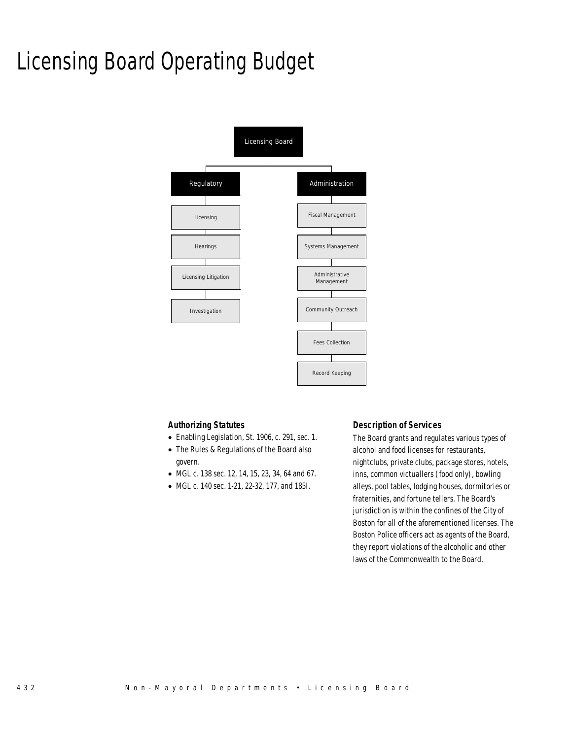# Licensing Board Operating Budget

- Licensing Board
  - Regulatory
    - Licensing
    - Hearings
    - Licensing Litigation
    - Investigation
  - Administration
    - Fiscal Management
    - Systems Management
    - Administrative Management
    - Community Outreach
    - Fees Collection
    - Record Keeping

### Authorizing Statutes

- Enabling Legislation, St. 1906, c. 291, sec. 1.
- The Rules & Regulations of the Board also govern.
- MGL c. 138 sec. 12, 14, 15, 23, 34, 64 and 67.
- MGL c. 140 sec. 1-21, 22-32, 177, and 185I.

### Description of Services

The Board grants and regulates various types of alcohol and food licenses for restaurants, nightclubs, private clubs, package stores, hotels, inns, common victuallers (food only), bowling alleys, pool tables, lodging houses, dormitories or fraternities, and fortune tellers. The Board's jurisdiction is within the confines of the City of Boston for all of the aforementioned licenses. The Boston Police officers act as agents of the Board, they report violations of the alcoholic and other laws of the Commonwealth to the Board.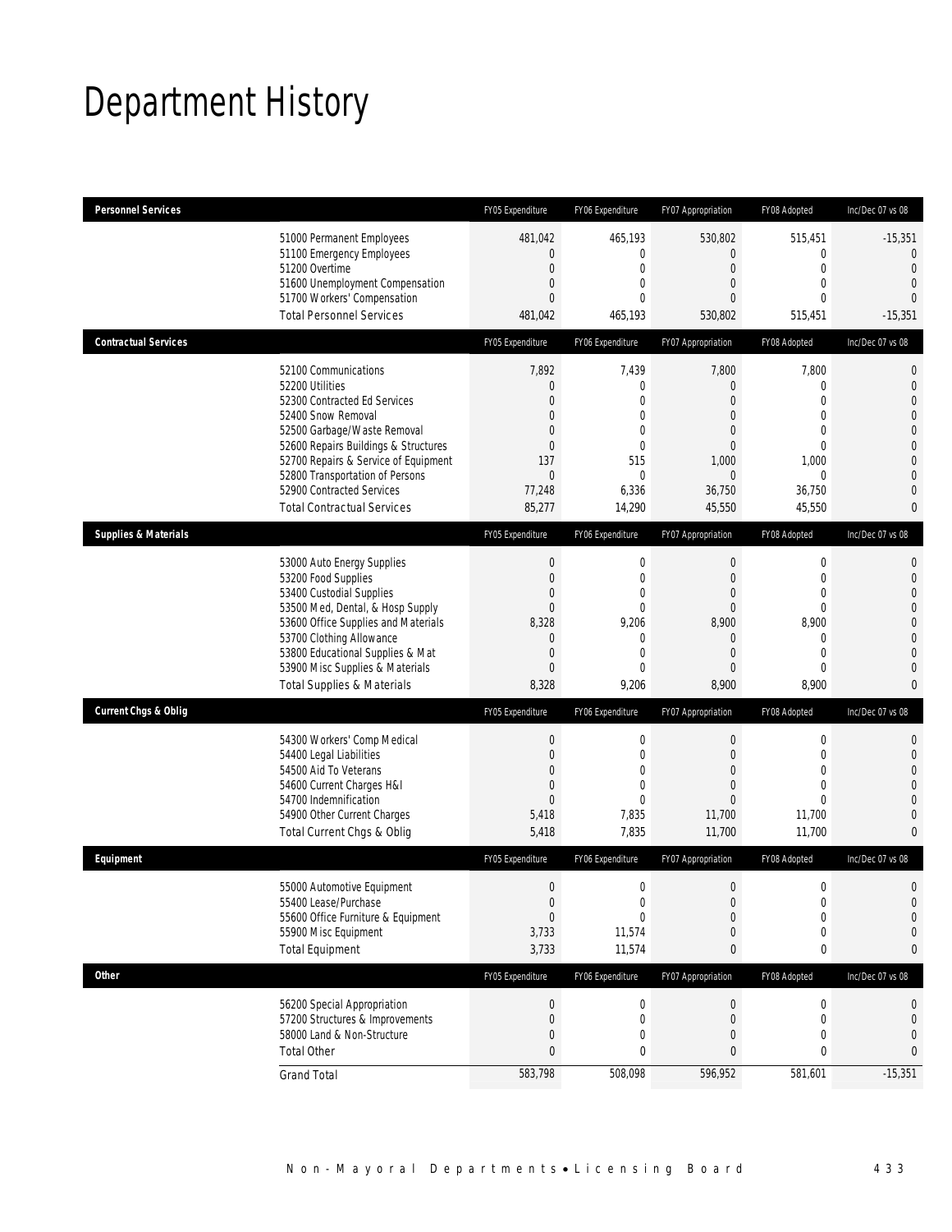# Department History

| Personnel Services | | FY05 Expenditure | FY06 Expenditure | FY07 Appropriation | FY08 Adopted | Inc/Dec 07 vs 08 |
|---|---|---|---|---|---|---|
| | 51000 Permanent Employees | 481,042 | 465,193 | 530,802 | 515,451 | -15,351 |
| | 51100 Emergency Employees | 0 | 0 | 0 | 0 | 0 |
| | 51200 Overtime | 0 | 0 | 0 | 0 | 0 |
| | 51600 Unemployment Compensation | 0 | 0 | 0 | 0 | 0 |
| | 51700 Workers' Compensation | 0 | 0 | 0 | 0 | 0 |
| | Total Personnel Services | 481,042 | 465,193 | 530,802 | 515,451 | -15,351 |
| **Contractual Services** | | FY05 Expenditure | FY06 Expenditure | FY07 Appropriation | FY08 Adopted | Inc/Dec 07 vs 08 |
| | 52100 Communications | 7,892 | 7,439 | 7,800 | 7,800 | 0 |
| | 52200 Utilities | 0 | 0 | 0 | 0 | 0 |
| | 52300 Contracted Ed Services | 0 | 0 | 0 | 0 | 0 |
| | 52400 Snow Removal | 0 | 0 | 0 | 0 | 0 |
| | 52500 Garbage/Waste Removal | 0 | 0 | 0 | 0 | 0 |
| | 52600 Repairs Buildings & Structures | 0 | 0 | 0 | 0 | 0 |
| | 52700 Repairs & Service of Equipment | 137 | 515 | 1,000 | 1,000 | 0 |
| | 52800 Transportation of Persons | 0 | 0 | 0 | 0 | 0 |
| | 52900 Contracted Services | 77,248 | 6,336 | 36,750 | 36,750 | 0 |
| | Total Contractual Services | 85,277 | 14,290 | 45,550 | 45,550 | 0 |
| **Supplies & Materials** | | FY05 Expenditure | FY06 Expenditure | FY07 Appropriation | FY08 Adopted | Inc/Dec 07 vs 08 |
| | 53000 Auto Energy Supplies | 0 | 0 | 0 | 0 | 0 |
| | 53200 Food Supplies | 0 | 0 | 0 | 0 | 0 |
| | 53400 Custodial Supplies | 0 | 0 | 0 | 0 | 0 |
| | 53500 Med, Dental, & Hosp Supply | 0 | 0 | 0 | 0 | 0 |
| | 53600 Office Supplies and Materials | 8,328 | 9,206 | 8,900 | 8,900 | 0 |
| | 53700 Clothing Allowance | 0 | 0 | 0 | 0 | 0 |
| | 53800 Educational Supplies & Mat | 0 | 0 | 0 | 0 | 0 |
| | 53900 Misc Supplies & Materials | 0 | 0 | 0 | 0 | 0 |
| | Total Supplies & Materials | 8,328 | 9,206 | 8,900 | 8,900 | 0 |
| **Current Chgs & Oblig** | | FY05 Expenditure | FY06 Expenditure | FY07 Appropriation | FY08 Adopted | Inc/Dec 07 vs 08 |
| | 54300 Workers' Comp Medical | 0 | 0 | 0 | 0 | 0 |
| | 54400 Legal Liabilities | 0 | 0 | 0 | 0 | 0 |
| | 54500 Aid To Veterans | 0 | 0 | 0 | 0 | 0 |
| | 54600 Current Charges H&I | 0 | 0 | 0 | 0 | 0 |
| | 54700 Indemnification | 0 | 0 | 0 | 0 | 0 |
| | 54900 Other Current Charges | 5,418 | 7,835 | 11,700 | 11,700 | 0 |
| | Total Current Chgs & Oblig | 5,418 | 7,835 | 11,700 | 11,700 | 0 |
| **Equipment** | | FY05 Expenditure | FY06 Expenditure | FY07 Appropriation | FY08 Adopted | Inc/Dec 07 vs 08 |
| | 55000 Automotive Equipment | 0 | 0 | 0 | 0 | 0 |
| | 55400 Lease/Purchase | 0 | 0 | 0 | 0 | 0 |
| | 55600 Office Furniture & Equipment | 0 | 0 | 0 | 0 | 0 |
| | 55900 Misc Equipment | 3,733 | 11,574 | 0 | 0 | 0 |
| | Total Equipment | 3,733 | 11,574 | 0 | 0 | 0 |
| **Other** | | FY05 Expenditure | FY06 Expenditure | FY07 Appropriation | FY08 Adopted | Inc/Dec 07 vs 08 |
| | 56200 Special Appropriation | 0 | 0 | 0 | 0 | 0 |
| | 57200 Structures & Improvements | 0 | 0 | 0 | 0 | 0 |
| | 58000 Land & Non-Structure | 0 | 0 | 0 | 0 | 0 |
| | Total Other | 0 | 0 | 0 | 0 | 0 |
| | Grand Total | 583,798 | 508,098 | 596,952 | 581,601 | -15,351 |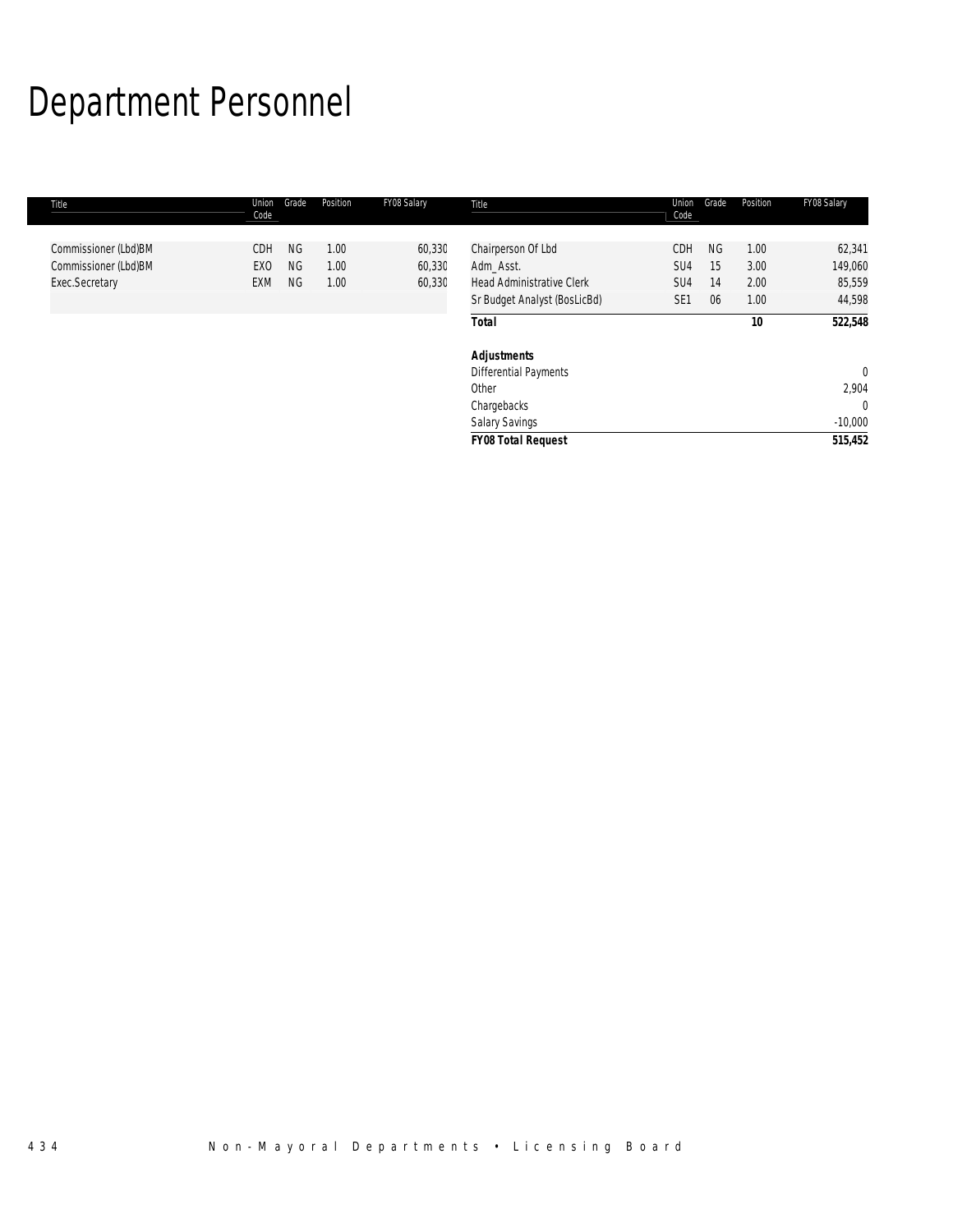# Department Personnel

| Title | Union Code | Grade | Position | FY08 Salary |
|---|---|---|---|---|
| Commissioner (Lbd)BM | CDH | NG | 1.00 | 60,330 |
| Commissioner (Lbd)BM | EXO | NG | 1.00 | 60,330 |
| Exec.Secretary | EXM | NG | 1.00 | 60,330 |
| Chairperson Of Lbd | CDH | NG | 1.00 | 62,341 |
| Adm_Asst. | SU4 | 15 | 3.00 | 149,060 |
| Head Administrative Clerk | SU4 | 14 | 2.00 | 85,559 |
| Sr Budget Analyst (BosLicBd) | SE1 | 06 | 1.00 | 44,598 |
| **Total** | | | **10** | **522,548** |
| | | | | |
| ***Adjustments*** | | | | |
| Differential Payments | | | | 0 |
| Other | | | | 2,904 |
| Chargebacks | | | | 0 |
| Salary Savings | | | | -10,000 |
| ***FY08 Total Request*** | | | | ***515,452*** |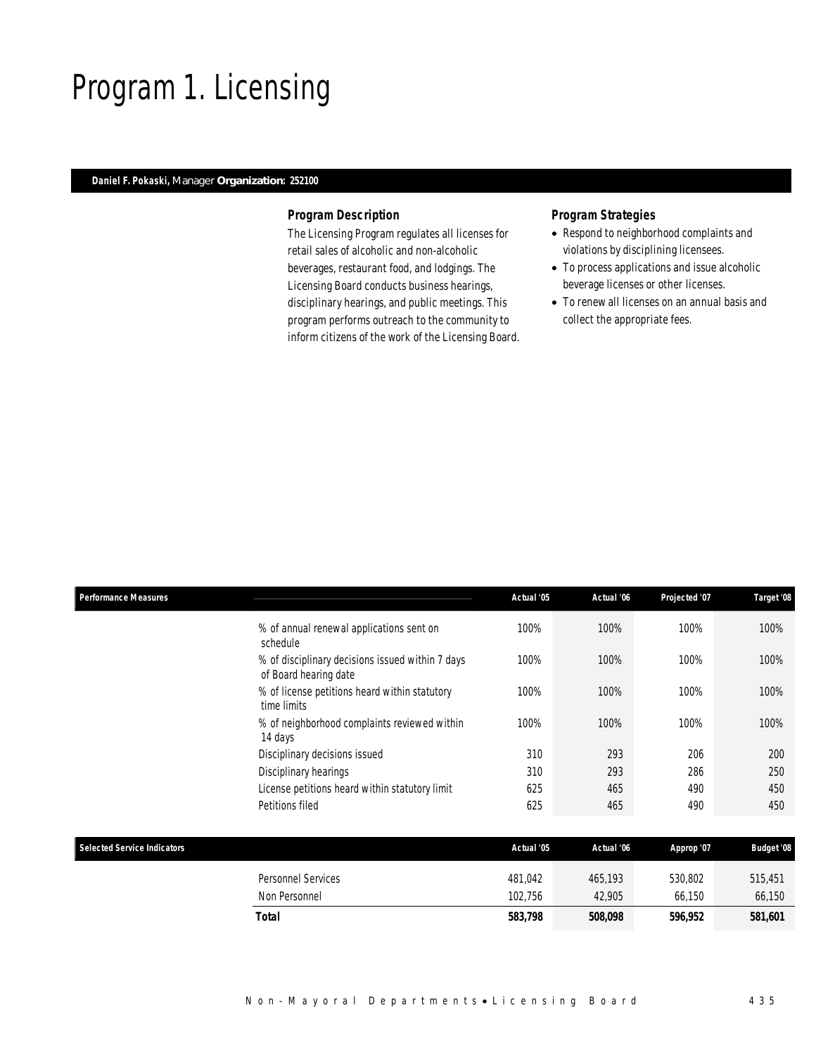# Program 1. Licensing

**Daniel F. Pokaski,** Manager **Organization: 252100**

### Program Description

The Licensing Program regulates all licenses for retail sales of alcoholic and non-alcoholic beverages, restaurant food, and lodgings. The Licensing Board conducts business hearings, disciplinary hearings, and public meetings. This program performs outreach to the community to inform citizens of the work of the Licensing Board.

### Program Strategies

- Respond to neighborhood complaints and violations by disciplining licensees.
- To process applications and issue alcoholic beverage licenses or other licenses.
- To renew all licenses on an annual basis and collect the appropriate fees.

| Performance Measures | Actual '05 | Actual '06 | Projected '07 | Target '08 |
|---|---|---|---|---|
| % of annual renewal applications sent on schedule | 100% | 100% | 100% | 100% |
| % of disciplinary decisions issued within 7 days of Board hearing date | 100% | 100% | 100% | 100% |
| % of license petitions heard within statutory time limits | 100% | 100% | 100% | 100% |
| % of neighborhood complaints reviewed within 14 days | 100% | 100% | 100% | 100% |
| Disciplinary decisions issued | 310 | 293 | 206 | 200 |
| Disciplinary hearings | 310 | 293 | 286 | 250 |
| License petitions heard within statutory limit | 625 | 465 | 490 | 450 |
| Petitions filed | 625 | 465 | 490 | 450 |

| Selected Service Indicators | Actual '05 | Actual '06 | Approp '07 | Budget '08 |
|---|---|---|---|---|
| Personnel Services | 481,042 | 465,193 | 530,802 | 515,451 |
| Non Personnel | 102,756 | 42,905 | 66,150 | 66,150 |
| **Total** | **583,798** | **508,098** | **596,952** | **581,601** |